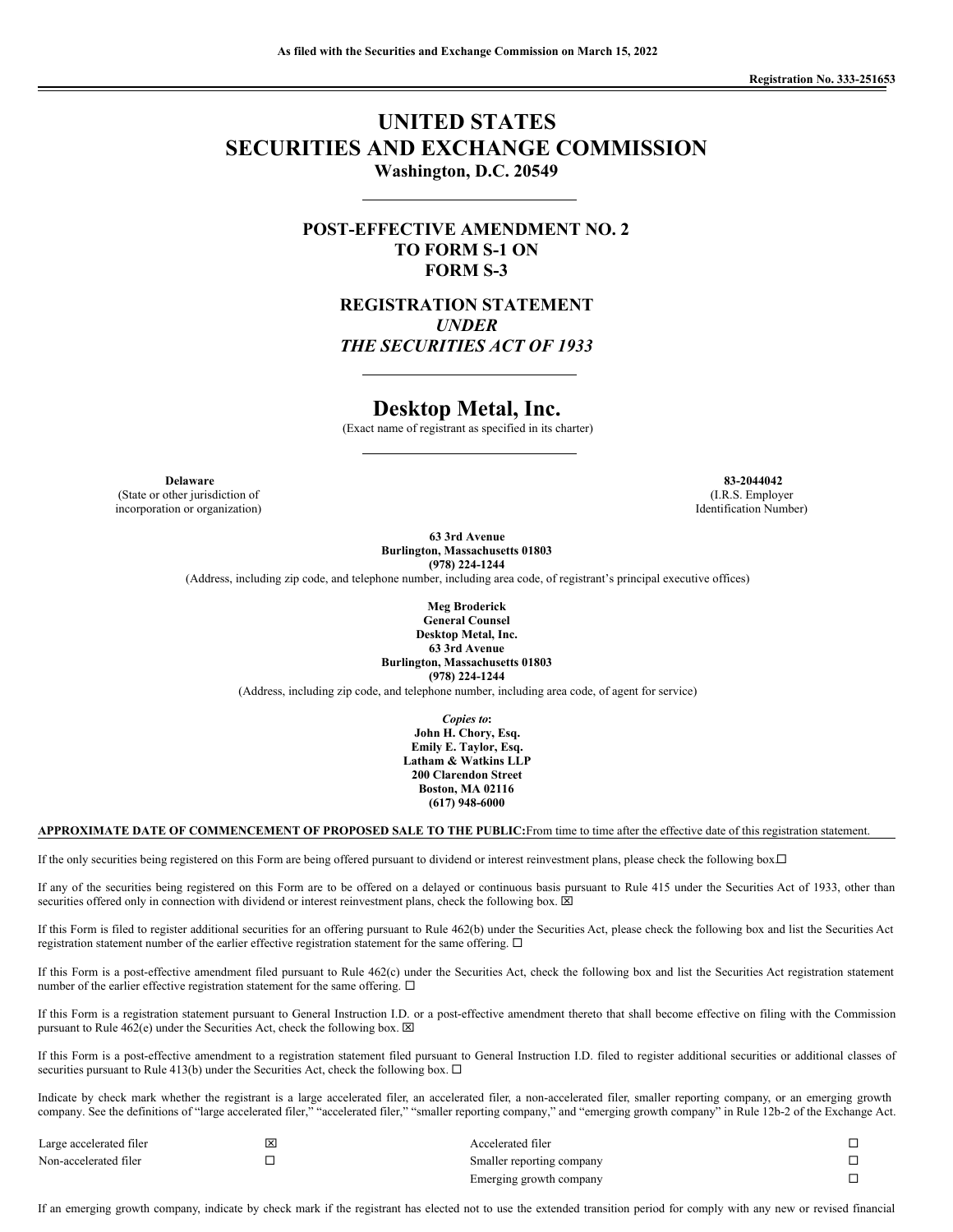As filed with the Securities and Exchange Commission on March 15, 2022

Registration No. 333-251653

# UNITED STATES SECURITIES AND EXCHANGE COMMISSION

**Washington, D.C. 20549**

## POST-EFFECTIVE AMENDMENT NO. 2 TO FORM S-1 ON FORM S-3

## REGISTRATION STATEMENT
## *UNDER*
## *THE SECURITIES ACT OF 1933*

# Desktop Metal, Inc.

(Exact name of registrant as specified in its charter)

| **Delaware** | **83-2044042** |
|---|---|
| (State or other jurisdiction of incorporation or organization) | (I.R.S. Employer Identification Number) |

**63 3rd Avenue**
**Burlington, Massachusetts 01803**
**(978) 224-1244**
(Address, including zip code, and telephone number, including area code, of registrant's principal executive offices)

**Meg Broderick**
**General Counsel**
**Desktop Metal, Inc.**
**63 3rd Avenue**
**Burlington, Massachusetts 01803**
**(978) 224-1244**
(Address, including zip code, and telephone number, including area code, of agent for service)

*Copies to*:
**John H. Chory, Esq.**
**Emily E. Taylor, Esq.**
**Latham & Watkins LLP**
**200 Clarendon Street**
**Boston, MA 02116**
**(617) 948-6000**

**APPROXIMATE DATE OF COMMENCEMENT OF PROPOSED SALE TO THE PUBLIC:** From time to time after the effective date of this registration statement.

If the only securities being registered on this Form are being offered pursuant to dividend or interest reinvestment plans, please check the following box. ☐

If any of the securities being registered on this Form are to be offered on a delayed or continuous basis pursuant to Rule 415 under the Securities Act of 1933, other than securities offered only in connection with dividend or interest reinvestment plans, check the following box. ☒

If this Form is filed to register additional securities for an offering pursuant to Rule 462(b) under the Securities Act, please check the following box and list the Securities Act registration statement number of the earlier effective registration statement for the same offering. ☐

If this Form is a post-effective amendment filed pursuant to Rule 462(c) under the Securities Act, check the following box and list the Securities Act registration statement number of the earlier effective registration statement for the same offering. ☐

If this Form is a registration statement pursuant to General Instruction I.D. or a post-effective amendment thereto that shall become effective on filing with the Commission pursuant to Rule 462(e) under the Securities Act, check the following box. ☒

If this Form is a post-effective amendment to a registration statement filed pursuant to General Instruction I.D. filed to register additional securities or additional classes of securities pursuant to Rule 413(b) under the Securities Act, check the following box. ☐

Indicate by check mark whether the registrant is a large accelerated filer, an accelerated filer, a non-accelerated filer, smaller reporting company, or an emerging growth company. See the definitions of "large accelerated filer," "accelerated filer," "smaller reporting company," and "emerging growth company" in Rule 12b-2 of the Exchange Act.

| | | | |
|---|---|---|---|
| Large accelerated filer | ☒ | Accelerated filer | ☐ |
| Non-accelerated filer | ☐ | Smaller reporting company | ☐ |
| | | Emerging growth company | ☐ |

If an emerging growth company, indicate by check mark if the registrant has elected not to use the extended transition period for comply with any new or revised financial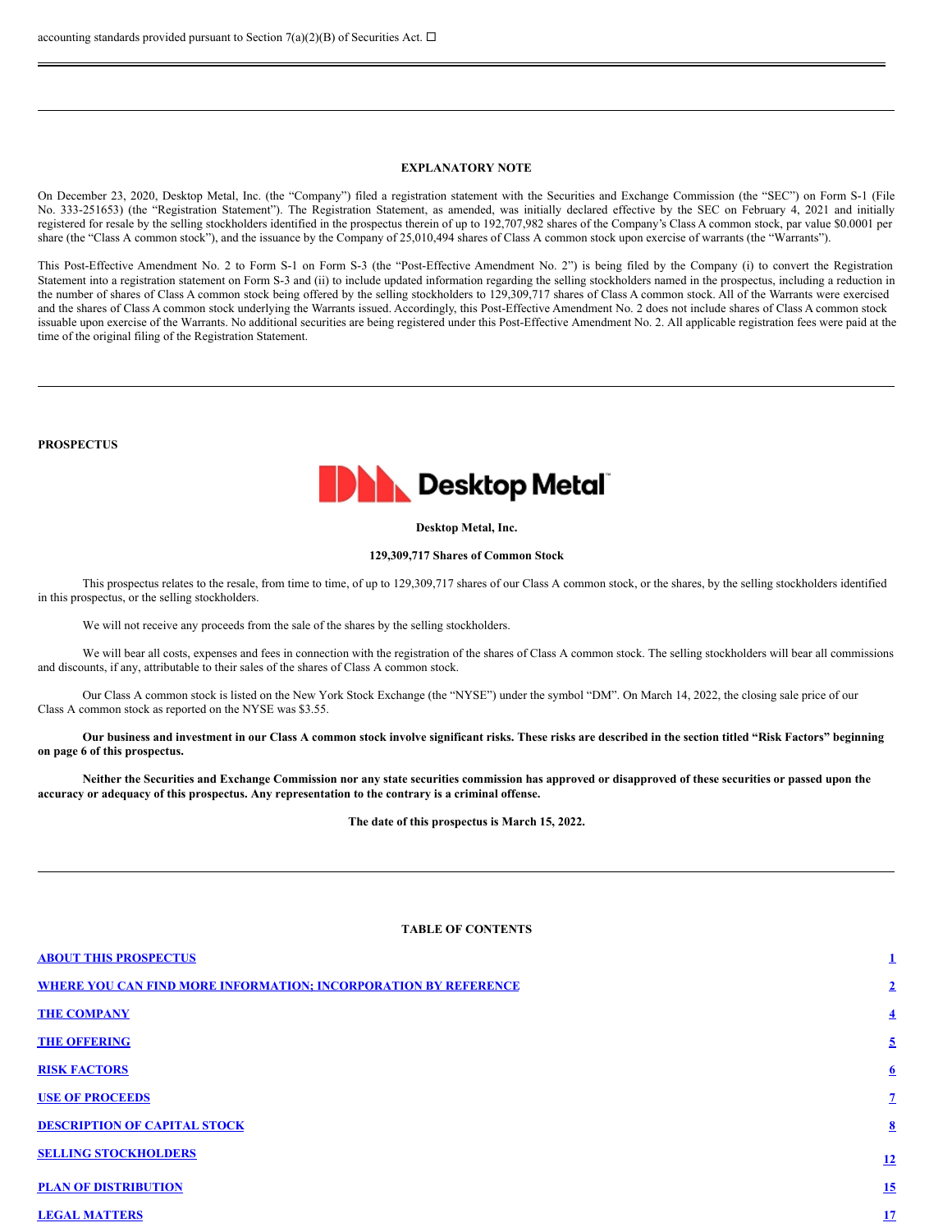accounting standards provided pursuant to Section 7(a)(2)(B) of Securities Act. ☐

---

## EXPLANATORY NOTE

On December 23, 2020, Desktop Metal, Inc. (the "Company") filed a registration statement with the Securities and Exchange Commission (the "SEC") on Form S-1 (File No. 333-251653) (the "Registration Statement"). The Registration Statement, as amended, was initially declared effective by the SEC on February 4, 2021 and initially registered for resale by the selling stockholders identified in the prospectus therein of up to 192,707,982 shares of the Company's Class A common stock, par value $0.0001 per share (the "Class A common stock"), and the issuance by the Company of 25,010,494 shares of Class A common stock upon exercise of warrants (the "Warrants").

This Post-Effective Amendment No. 2 to Form S-1 on Form S-3 (the "Post-Effective Amendment No. 2") is being filed by the Company (i) to convert the Registration Statement into a registration statement on Form S-3 and (ii) to include updated information regarding the selling stockholders named in the prospectus, including a reduction in the number of shares of Class A common stock being offered by the selling stockholders to 129,309,717 shares of Class A common stock. All of the Warrants were exercised and the shares of Class A common stock underlying the Warrants issued. Accordingly, this Post-Effective Amendment No. 2 does not include shares of Class A common stock issuable upon exercise of the Warrants. No additional securities are being registered under this Post-Effective Amendment No. 2. All applicable registration fees were paid at the time of the original filing of the Registration Statement.

---

**PROSPECTUS**

Desktop Metal

**Desktop Metal, Inc.**

**129,309,717 Shares of Common Stock**

This prospectus relates to the resale, from time to time, of up to 129,309,717 shares of our Class A common stock, or the shares, by the selling stockholders identified in this prospectus, or the selling stockholders.

We will not receive any proceeds from the sale of the shares by the selling stockholders.

We will bear all costs, expenses and fees in connection with the registration of the shares of Class A common stock. The selling stockholders will bear all commissions and discounts, if any, attributable to their sales of the shares of Class A common stock.

Our Class A common stock is listed on the New York Stock Exchange (the "NYSE") under the symbol "DM". On March 14, 2022, the closing sale price of our Class A common stock as reported on the NYSE was $3.55.

**Our business and investment in our Class A common stock involve significant risks. These risks are described in the section titled "Risk Factors" beginning on page 6 of this prospectus.**

**Neither the Securities and Exchange Commission nor any state securities commission has approved or disapproved of these securities or passed upon the accuracy or adequacy of this prospectus. Any representation to the contrary is a criminal offense.**

**The date of this prospectus is March 15, 2022.**

---

## TABLE OF CONTENTS

| | |
|---|---|
| ABOUT THIS PROSPECTUS | 1 |
| WHERE YOU CAN FIND MORE INFORMATION; INCORPORATION BY REFERENCE | 2 |
| THE COMPANY | 4 |
| THE OFFERING | 5 |
| RISK FACTORS | 6 |
| USE OF PROCEEDS | 7 |
| DESCRIPTION OF CAPITAL STOCK | 8 |
| SELLING STOCKHOLDERS | 12 |
| PLAN OF DISTRIBUTION | 15 |
| LEGAL MATTERS | 17 |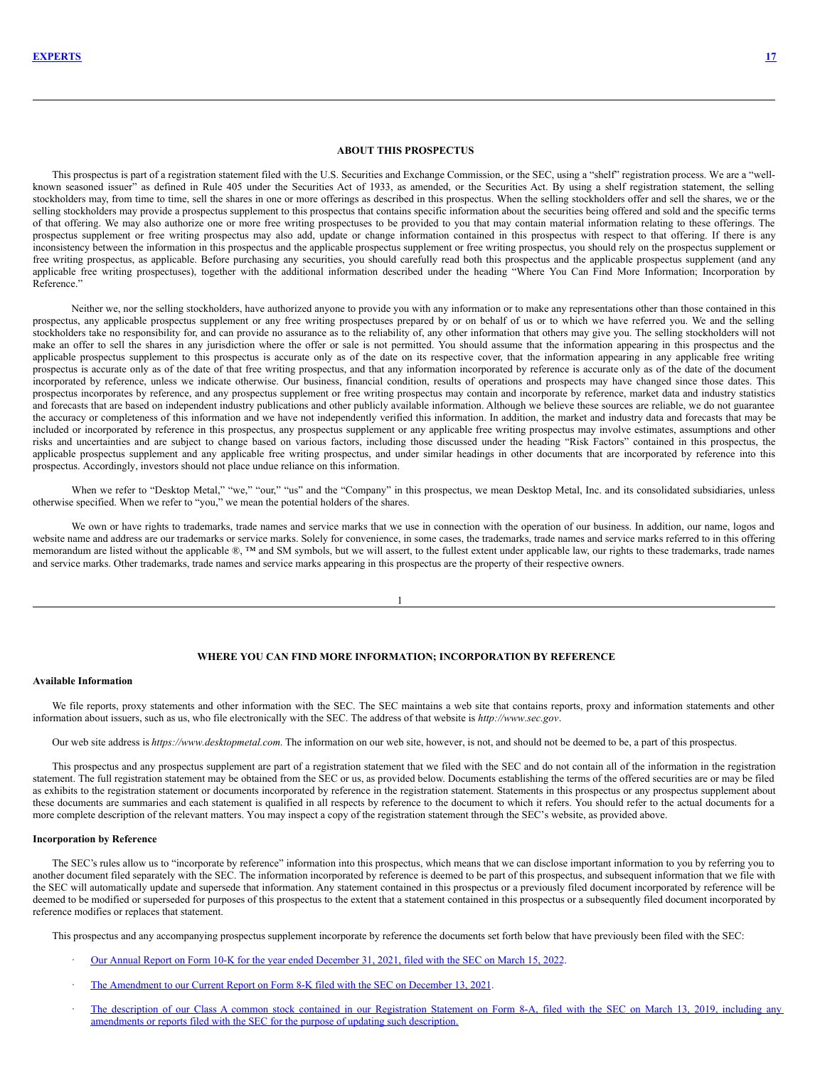| EXPERTS | 17 |
| --- | --- |

## ABOUT THIS PROSPECTUS

This prospectus is part of a registration statement filed with the U.S. Securities and Exchange Commission, or the SEC, using a "shelf" registration process. We are a "well-known seasoned issuer" as defined in Rule 405 under the Securities Act of 1933, as amended, or the Securities Act. By using a shelf registration statement, the selling stockholders may, from time to time, sell the shares in one or more offerings as described in this prospectus. When the selling stockholders offer and sell the shares, we or the selling stockholders may provide a prospectus supplement to this prospectus that contains specific information about the securities being offered and sold and the specific terms of that offering. We may also authorize one or more free writing prospectuses to be provided to you that may contain material information relating to these offerings. The prospectus supplement or free writing prospectus may also add, update or change information contained in this prospectus with respect to that offering. If there is any inconsistency between the information in this prospectus and the applicable prospectus supplement or free writing prospectus, you should rely on the prospectus supplement or free writing prospectus, as applicable. Before purchasing any securities, you should carefully read both this prospectus and the applicable prospectus supplement (and any applicable free writing prospectuses), together with the additional information described under the heading "Where You Can Find More Information; Incorporation by Reference."

Neither we, nor the selling stockholders, have authorized anyone to provide you with any information or to make any representations other than those contained in this prospectus, any applicable prospectus supplement or any free writing prospectuses prepared by or on behalf of us or to which we have referred you. We and the selling stockholders take no responsibility for, and can provide no assurance as to the reliability of, any other information that others may give you. The selling stockholders will not make an offer to sell the shares in any jurisdiction where the offer or sale is not permitted. You should assume that the information appearing in this prospectus and the applicable prospectus supplement to this prospectus is accurate only as of the date on its respective cover, that the information appearing in any applicable free writing prospectus is accurate only as of the date of that free writing prospectus, and that any information incorporated by reference is accurate only as of the date of the document incorporated by reference, unless we indicate otherwise. Our business, financial condition, results of operations and prospects may have changed since those dates. This prospectus incorporates by reference, and any prospectus supplement or free writing prospectus may contain and incorporate by reference, market data and industry statistics and forecasts that are based on independent industry publications and other publicly available information. Although we believe these sources are reliable, we do not guarantee the accuracy or completeness of this information and we have not independently verified this information. In addition, the market and industry data and forecasts that may be included or incorporated by reference in this prospectus, any prospectus supplement or any applicable free writing prospectus may involve estimates, assumptions and other risks and uncertainties and are subject to change based on various factors, including those discussed under the heading "Risk Factors" contained in this prospectus, the applicable prospectus supplement and any applicable free writing prospectus, and under similar headings in other documents that are incorporated by reference into this prospectus. Accordingly, investors should not place undue reliance on this information.

When we refer to "Desktop Metal," "we," "our," "us" and the "Company" in this prospectus, we mean Desktop Metal, Inc. and its consolidated subsidiaries, unless otherwise specified. When we refer to "you," we mean the potential holders of the shares.

We own or have rights to trademarks, trade names and service marks that we use in connection with the operation of our business. In addition, our name, logos and website name and address are our trademarks or service marks. Solely for convenience, in some cases, the trademarks, trade names and service marks referred to in this offering memorandum are listed without the applicable ®, ™ and SM symbols, but we will assert, to the fullest extent under applicable law, our rights to these trademarks, trade names and service marks. Other trademarks, trade names and service marks appearing in this prospectus are the property of their respective owners.

## WHERE YOU CAN FIND MORE INFORMATION; INCORPORATION BY REFERENCE

### Available Information

We file reports, proxy statements and other information with the SEC. The SEC maintains a web site that contains reports, proxy and information statements and other information about issuers, such as us, who file electronically with the SEC. The address of that website is *http://www.sec.gov*.

Our web site address is *https://www.desktopmetal.com*. The information on our web site, however, is not, and should not be deemed to be, a part of this prospectus.

This prospectus and any prospectus supplement are part of a registration statement that we filed with the SEC and do not contain all of the information in the registration statement. The full registration statement may be obtained from the SEC or us, as provided below. Documents establishing the terms of the offered securities are or may be filed as exhibits to the registration statement or documents incorporated by reference in the registration statement. Statements in this prospectus or any prospectus supplement about these documents are summaries and each statement is qualified in all respects by reference to the document to which it refers. You should refer to the actual documents for a more complete description of the relevant matters. You may inspect a copy of the registration statement through the SEC's website, as provided above.

### Incorporation by Reference

The SEC's rules allow us to "incorporate by reference" information into this prospectus, which means that we can disclose important information to you by referring you to another document filed separately with the SEC. The information incorporated by reference is deemed to be part of this prospectus, and subsequent information that we file with the SEC will automatically update and supersede that information. Any statement contained in this prospectus or a previously filed document incorporated by reference will be deemed to be modified or superseded for purposes of this prospectus to the extent that a statement contained in this prospectus or a subsequently filed document incorporated by reference modifies or replaces that statement.

This prospectus and any accompanying prospectus supplement incorporate by reference the documents set forth below that have previously been filed with the SEC:

- Our Annual Report on Form 10-K for the year ended December 31, 2021, filed with the SEC on March 15, 2022.
- The Amendment to our Current Report on Form 8-K filed with the SEC on December 13, 2021.
- The description of our Class A common stock contained in our Registration Statement on Form 8-A, filed with the SEC on March 13, 2019, including any amendments or reports filed with the SEC for the purpose of updating such description.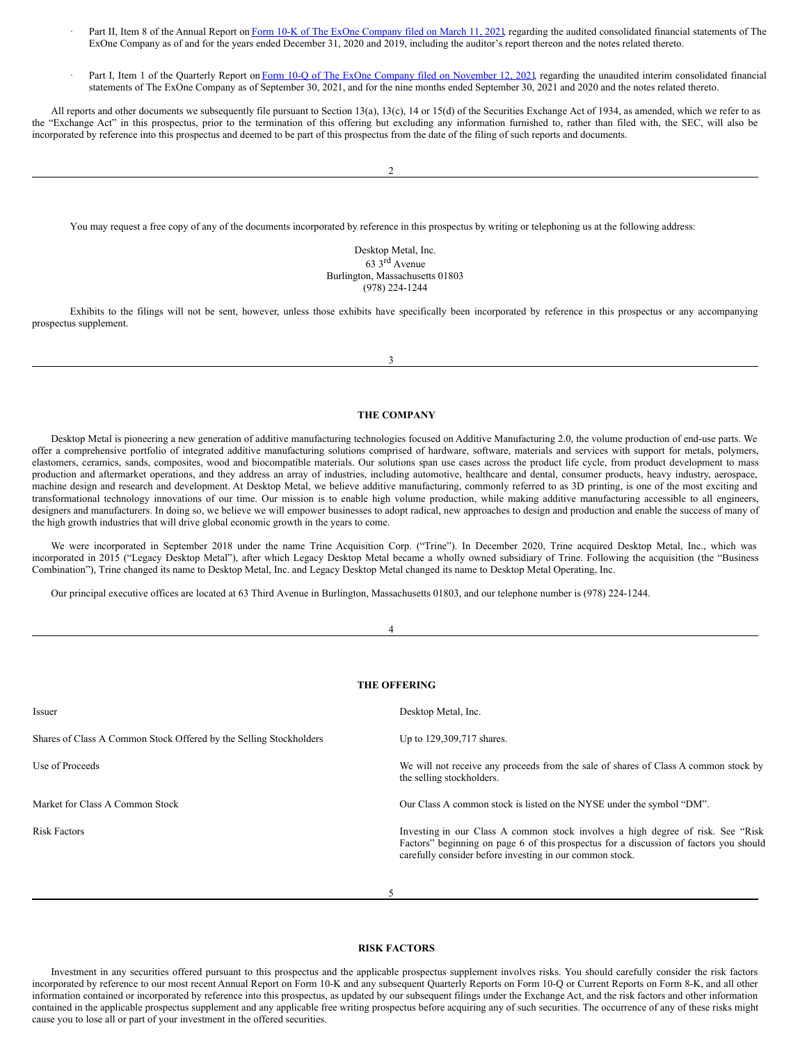- Part II, Item 8 of the Annual Report on Form 10-K of The ExOne Company filed on March 11, 2021, regarding the audited consolidated financial statements of The ExOne Company as of and for the years ended December 31, 2020 and 2019, including the auditor's report thereon and the notes related thereto.

- Part I, Item 1 of the Quarterly Report on Form 10-Q of The ExOne Company filed on November 12, 2021, regarding the unaudited interim consolidated financial statements of The ExOne Company as of September 30, 2021, and for the nine months ended September 30, 2021 and 2020 and the notes related thereto.

All reports and other documents we subsequently file pursuant to Section 13(a), 13(c), 14 or 15(d) of the Securities Exchange Act of 1934, as amended, which we refer to as the "Exchange Act" in this prospectus, prior to the termination of this offering but excluding any information furnished to, rather than filed with, the SEC, will also be incorporated by reference into this prospectus and deemed to be part of this prospectus from the date of the filing of such reports and documents.

You may request a free copy of any of the documents incorporated by reference in this prospectus by writing or telephoning us at the following address:

Desktop Metal, Inc.
63 3rd Avenue
Burlington, Massachusetts 01803
(978) 224-1244

Exhibits to the filings will not be sent, however, unless those exhibits have specifically been incorporated by reference in this prospectus or any accompanying prospectus supplement.

## THE COMPANY

Desktop Metal is pioneering a new generation of additive manufacturing technologies focused on Additive Manufacturing 2.0, the volume production of end-use parts. We offer a comprehensive portfolio of integrated additive manufacturing solutions comprised of hardware, software, materials and services with support for metals, polymers, elastomers, ceramics, sands, composites, wood and biocompatible materials. Our solutions span use cases across the product life cycle, from product development to mass production and aftermarket operations, and they address an array of industries, including automotive, healthcare and dental, consumer products, heavy industry, aerospace, machine design and research and development. At Desktop Metal, we believe additive manufacturing, commonly referred to as 3D printing, is one of the most exciting and transformational technology innovations of our time. Our mission is to enable high volume production, while making additive manufacturing accessible to all engineers, designers and manufacturers. In doing so, we believe we will empower businesses to adopt radical, new approaches to design and production and enable the success of many of the high growth industries that will drive global economic growth in the years to come.

We were incorporated in September 2018 under the name Trine Acquisition Corp. ("Trine"). In December 2020, Trine acquired Desktop Metal, Inc., which was incorporated in 2015 ("Legacy Desktop Metal"), after which Legacy Desktop Metal became a wholly owned subsidiary of Trine. Following the acquisition (the "Business Combination"), Trine changed its name to Desktop Metal, Inc. and Legacy Desktop Metal changed its name to Desktop Metal Operating, Inc.

Our principal executive offices are located at 63 Third Avenue in Burlington, Massachusetts 01803, and our telephone number is (978) 224-1244.

## THE OFFERING

| | |
|---|---|
| Issuer | Desktop Metal, Inc. |
| Shares of Class A Common Stock Offered by the Selling Stockholders | Up to 129,309,717 shares. |
| Use of Proceeds | We will not receive any proceeds from the sale of shares of Class A common stock by the selling stockholders. |
| Market for Class A Common Stock | Our Class A common stock is listed on the NYSE under the symbol "DM". |
| Risk Factors | Investing in our Class A common stock involves a high degree of risk. See "Risk Factors" beginning on page 6 of this prospectus for a discussion of factors you should carefully consider before investing in our common stock. |

## RISK FACTORS

Investment in any securities offered pursuant to this prospectus and the applicable prospectus supplement involves risks. You should carefully consider the risk factors incorporated by reference to our most recent Annual Report on Form 10-K and any subsequent Quarterly Reports on Form 10-Q or Current Reports on Form 8-K, and all other information contained or incorporated by reference into this prospectus, as updated by our subsequent filings under the Exchange Act, and the risk factors and other information contained in the applicable prospectus supplement and any applicable free writing prospectus before acquiring any of such securities. The occurrence of any of these risks might cause you to lose all or part of your investment in the offered securities.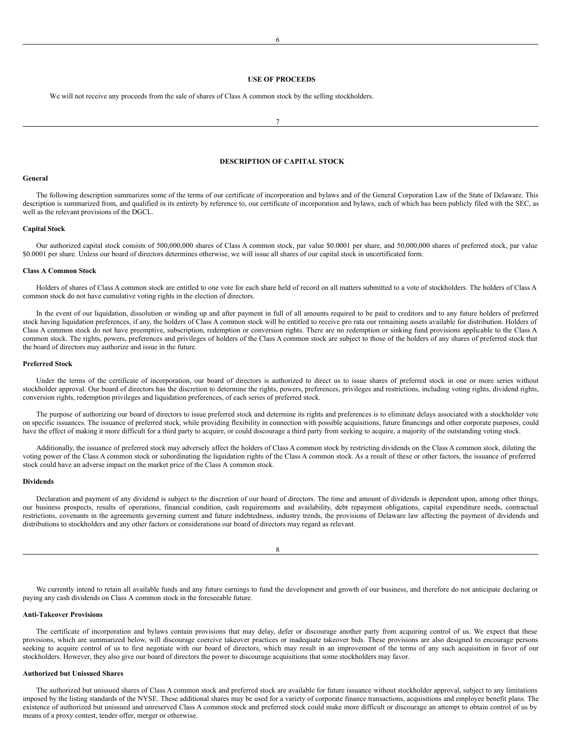## USE OF PROCEEDS

We will not receive any proceeds from the sale of shares of Class A common stock by the selling stockholders.

## DESCRIPTION OF CAPITAL STOCK

### General

The following description summarizes some of the terms of our certificate of incorporation and bylaws and of the General Corporation Law of the State of Delaware. This description is summarized from, and qualified in its entirety by reference to, our certificate of incorporation and bylaws, each of which has been publicly filed with the SEC, as well as the relevant provisions of the DGCL.

### Capital Stock

Our authorized capital stock consists of 500,000,000 shares of Class A common stock, par value $0.0001 per share, and 50,000,000 shares of preferred stock, par value $0.0001 per share. Unless our board of directors determines otherwise, we will issue all shares of our capital stock in uncertificated form.

### Class A Common Stock

Holders of shares of Class A common stock are entitled to one vote for each share held of record on all matters submitted to a vote of stockholders. The holders of Class A common stock do not have cumulative voting rights in the election of directors.

In the event of our liquidation, dissolution or winding up and after payment in full of all amounts required to be paid to creditors and to any future holders of preferred stock having liquidation preferences, if any, the holders of Class A common stock will be entitled to receive pro rata our remaining assets available for distribution. Holders of Class A common stock do not have preemptive, subscription, redemption or conversion rights. There are no redemption or sinking fund provisions applicable to the Class A common stock. The rights, powers, preferences and privileges of holders of the Class A common stock are subject to those of the holders of any shares of preferred stock that the board of directors may authorize and issue in the future.

### Preferred Stock

Under the terms of the certificate of incorporation, our board of directors is authorized to direct us to issue shares of preferred stock in one or more series without stockholder approval. Our board of directors has the discretion to determine the rights, powers, preferences, privileges and restrictions, including voting rights, dividend rights, conversion rights, redemption privileges and liquidation preferences, of each series of preferred stock.

The purpose of authorizing our board of directors to issue preferred stock and determine its rights and preferences is to eliminate delays associated with a stockholder vote on specific issuances. The issuance of preferred stock, while providing flexibility in connection with possible acquisitions, future financings and other corporate purposes, could have the effect of making it more difficult for a third party to acquire, or could discourage a third party from seeking to acquire, a majority of the outstanding voting stock.

Additionally, the issuance of preferred stock may adversely affect the holders of Class A common stock by restricting dividends on the Class A common stock, diluting the voting power of the Class A common stock or subordinating the liquidation rights of the Class A common stock. As a result of these or other factors, the issuance of preferred stock could have an adverse impact on the market price of the Class A common stock.

### Dividends

Declaration and payment of any dividend is subject to the discretion of our board of directors. The time and amount of dividends is dependent upon, among other things, our business prospects, results of operations, financial condition, cash requirements and availability, debt repayment obligations, capital expenditure needs, contractual restrictions, covenants in the agreements governing current and future indebtedness, industry trends, the provisions of Delaware law affecting the payment of dividends and distributions to stockholders and any other factors or considerations our board of directors may regard as relevant.

We currently intend to retain all available funds and any future earnings to fund the development and growth of our business, and therefore do not anticipate declaring or paying any cash dividends on Class A common stock in the foreseeable future.

### Anti-Takeover Provisions

The certificate of incorporation and bylaws contain provisions that may delay, defer or discourage another party from acquiring control of us. We expect that these provisions, which are summarized below, will discourage coercive takeover practices or inadequate takeover bids. These provisions are also designed to encourage persons seeking to acquire control of us to first negotiate with our board of directors, which may result in an improvement of the terms of any such acquisition in favor of our stockholders. However, they also give our board of directors the power to discourage acquisitions that some stockholders may favor.

### Authorized but Unissued Shares

The authorized but unissued shares of Class A common stock and preferred stock are available for future issuance without stockholder approval, subject to any limitations imposed by the listing standards of the NYSE. These additional shares may be used for a variety of corporate finance transactions, acquisitions and employee benefit plans. The existence of authorized but unissued and unreserved Class A common stock and preferred stock could make more difficult or discourage an attempt to obtain control of us by means of a proxy contest, tender offer, merger or otherwise.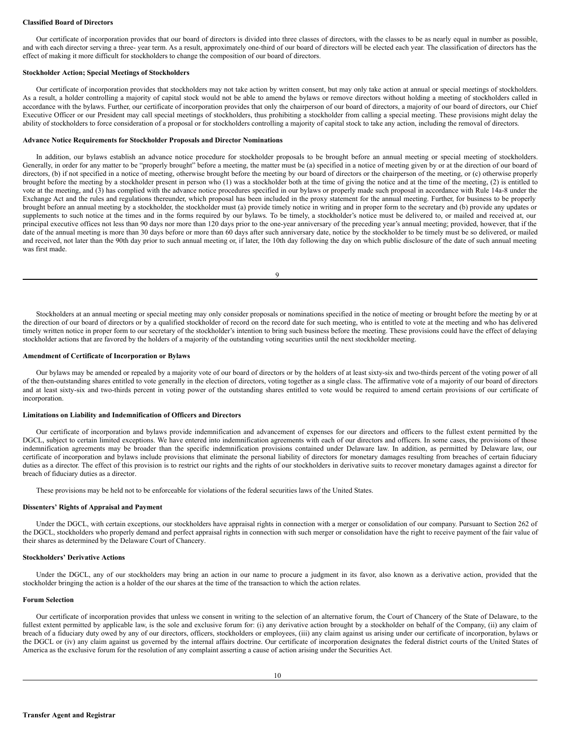### Classified Board of Directors

Our certificate of incorporation provides that our board of directors is divided into three classes of directors, with the classes to be as nearly equal in number as possible, and with each director serving a three- year term. As a result, approximately one-third of our board of directors will be elected each year. The classification of directors has the effect of making it more difficult for stockholders to change the composition of our board of directors.

### Stockholder Action; Special Meetings of Stockholders

Our certificate of incorporation provides that stockholders may not take action by written consent, but may only take action at annual or special meetings of stockholders. As a result, a holder controlling a majority of capital stock would not be able to amend the bylaws or remove directors without holding a meeting of stockholders called in accordance with the bylaws. Further, our certificate of incorporation provides that only the chairperson of our board of directors, a majority of our board of directors, our Chief Executive Officer or our President may call special meetings of stockholders, thus prohibiting a stockholder from calling a special meeting. These provisions might delay the ability of stockholders to force consideration of a proposal or for stockholders controlling a majority of capital stock to take any action, including the removal of directors.

### Advance Notice Requirements for Stockholder Proposals and Director Nominations

In addition, our bylaws establish an advance notice procedure for stockholder proposals to be brought before an annual meeting or special meeting of stockholders. Generally, in order for any matter to be "properly brought" before a meeting, the matter must be (a) specified in a notice of meeting given by or at the direction of our board of directors, (b) if not specified in a notice of meeting, otherwise brought before the meeting by our board of directors or the chairperson of the meeting, or (c) otherwise properly brought before the meeting by a stockholder present in person who (1) was a stockholder both at the time of giving the notice and at the time of the meeting, (2) is entitled to vote at the meeting, and (3) has complied with the advance notice procedures specified in our bylaws or properly made such proposal in accordance with Rule 14a-8 under the Exchange Act and the rules and regulations thereunder, which proposal has been included in the proxy statement for the annual meeting. Further, for business to be properly brought before an annual meeting by a stockholder, the stockholder must (a) provide timely notice in writing and in proper form to the secretary and (b) provide any updates or supplements to such notice at the times and in the forms required by our bylaws. To be timely, a stockholder's notice must be delivered to, or mailed and received at, our principal executive offices not less than 90 days nor more than 120 days prior to the one-year anniversary of the preceding year's annual meeting; provided, however, that if the date of the annual meeting is more than 30 days before or more than 60 days after such anniversary date, notice by the stockholder to be timely must be so delivered, or mailed and received, not later than the 90th day prior to such annual meeting or, if later, the 10th day following the day on which public disclosure of the date of such annual meeting was first made.

Stockholders at an annual meeting or special meeting may only consider proposals or nominations specified in the notice of meeting or brought before the meeting by or at the direction of our board of directors or by a qualified stockholder of record on the record date for such meeting, who is entitled to vote at the meeting and who has delivered timely written notice in proper form to our secretary of the stockholder's intention to bring such business before the meeting. These provisions could have the effect of delaying stockholder actions that are favored by the holders of a majority of the outstanding voting securities until the next stockholder meeting.

### Amendment of Certificate of Incorporation or Bylaws

Our bylaws may be amended or repealed by a majority vote of our board of directors or by the holders of at least sixty-six and two-thirds percent of the voting power of all of the then-outstanding shares entitled to vote generally in the election of directors, voting together as a single class. The affirmative vote of a majority of our board of directors and at least sixty-six and two-thirds percent in voting power of the outstanding shares entitled to vote would be required to amend certain provisions of our certificate of incorporation.

### Limitations on Liability and Indemnification of Officers and Directors

Our certificate of incorporation and bylaws provide indemnification and advancement of expenses for our directors and officers to the fullest extent permitted by the DGCL, subject to certain limited exceptions. We have entered into indemnification agreements with each of our directors and officers. In some cases, the provisions of those indemnification agreements may be broader than the specific indemnification provisions contained under Delaware law. In addition, as permitted by Delaware law, our certificate of incorporation and bylaws include provisions that eliminate the personal liability of directors for monetary damages resulting from breaches of certain fiduciary duties as a director. The effect of this provision is to restrict our rights and the rights of our stockholders in derivative suits to recover monetary damages against a director for breach of fiduciary duties as a director.

These provisions may be held not to be enforceable for violations of the federal securities laws of the United States.

### Dissenters' Rights of Appraisal and Payment

Under the DGCL, with certain exceptions, our stockholders have appraisal rights in connection with a merger or consolidation of our company. Pursuant to Section 262 of the DGCL, stockholders who properly demand and perfect appraisal rights in connection with such merger or consolidation have the right to receive payment of the fair value of their shares as determined by the Delaware Court of Chancery.

### Stockholders' Derivative Actions

Under the DGCL, any of our stockholders may bring an action in our name to procure a judgment in its favor, also known as a derivative action, provided that the stockholder bringing the action is a holder of the our shares at the time of the transaction to which the action relates.

### Forum Selection

Our certificate of incorporation provides that unless we consent in writing to the selection of an alternative forum, the Court of Chancery of the State of Delaware, to the fullest extent permitted by applicable law, is the sole and exclusive forum for: (i) any derivative action brought by a stockholder on behalf of the Company, (ii) any claim of breach of a fiduciary duty owed by any of our directors, officers, stockholders or employees, (iii) any claim against us arising under our certificate of incorporation, bylaws or the DGCL or (iv) any claim against us governed by the internal affairs doctrine. Our certificate of incorporation designates the federal district courts of the United States of America as the exclusive forum for the resolution of any complaint asserting a cause of action arising under the Securities Act.

### Transfer Agent and Registrar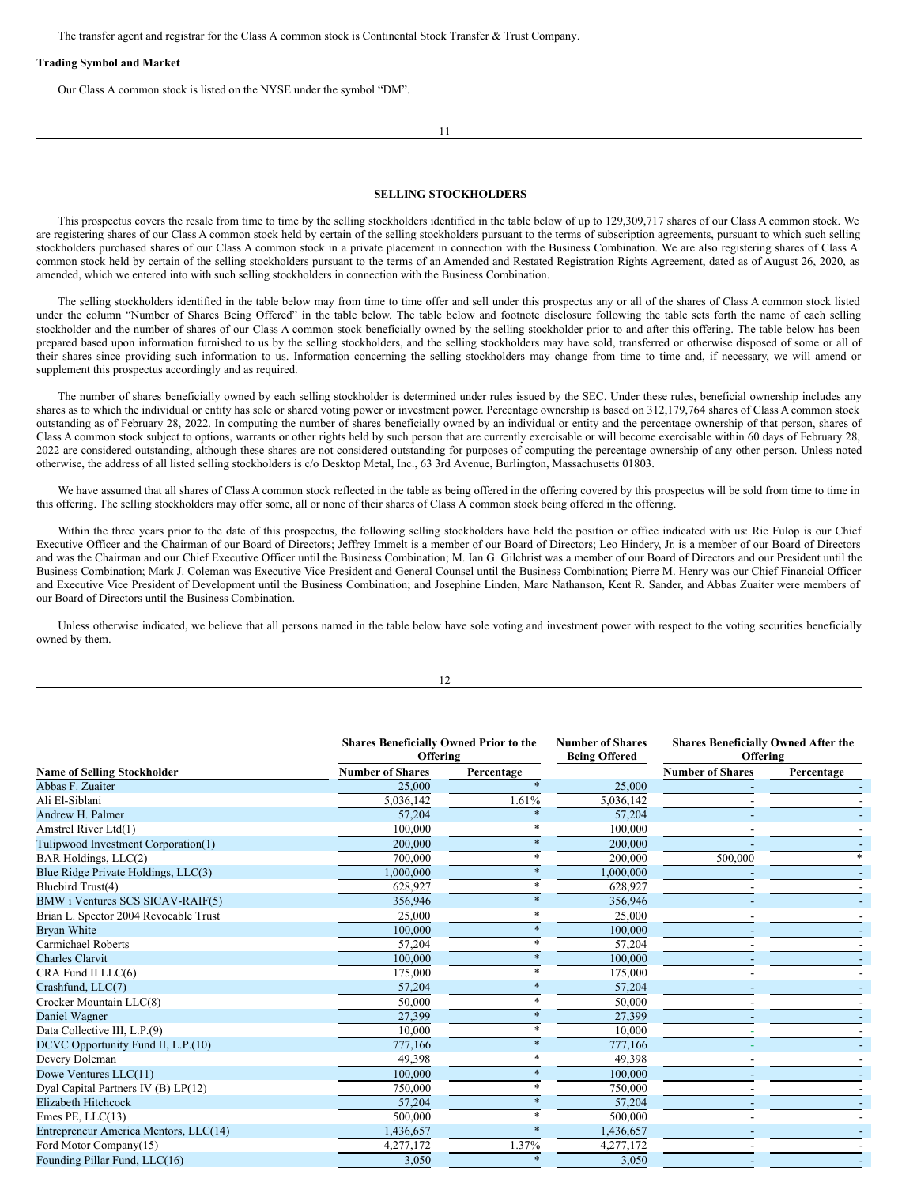The transfer agent and registrar for the Class A common stock is Continental Stock Transfer & Trust Company.

**Trading Symbol and Market**

Our Class A common stock is listed on the NYSE under the symbol "DM".

## SELLING STOCKHOLDERS

This prospectus covers the resale from time to time by the selling stockholders identified in the table below of up to 129,309,717 shares of our Class A common stock. We are registering shares of our Class A common stock held by certain of the selling stockholders pursuant to the terms of subscription agreements, pursuant to which such selling stockholders purchased shares of our Class A common stock in a private placement in connection with the Business Combination. We are also registering shares of Class A common stock held by certain of the selling stockholders pursuant to the terms of an Amended and Restated Registration Rights Agreement, dated as of August 26, 2020, as amended, which we entered into with such selling stockholders in connection with the Business Combination.

The selling stockholders identified in the table below may from time to time offer and sell under this prospectus any or all of the shares of Class A common stock listed under the column "Number of Shares Being Offered" in the table below. The table below and footnote disclosure following the table sets forth the name of each selling stockholder and the number of shares of our Class A common stock beneficially owned by the selling stockholder prior to and after this offering. The table below has been prepared based upon information furnished to us by the selling stockholders, and the selling stockholders may have sold, transferred or otherwise disposed of some or all of their shares since providing such information to us. Information concerning the selling stockholders may change from time to time and, if necessary, we will amend or supplement this prospectus accordingly and as required.

The number of shares beneficially owned by each selling stockholder is determined under rules issued by the SEC. Under these rules, beneficial ownership includes any shares as to which the individual or entity has sole or shared voting power or investment power. Percentage ownership is based on 312,179,764 shares of Class A common stock outstanding as of February 28, 2022. In computing the number of shares beneficially owned by an individual or entity and the percentage ownership of that person, shares of Class A common stock subject to options, warrants or other rights held by such person that are currently exercisable or will become exercisable within 60 days of February 28, 2022 are considered outstanding, although these shares are not considered outstanding for purposes of computing the percentage ownership of any other person. Unless noted otherwise, the address of all listed selling stockholders is c/o Desktop Metal, Inc., 63 3rd Avenue, Burlington, Massachusetts 01803.

We have assumed that all shares of Class A common stock reflected in the table as being offered in the offering covered by this prospectus will be sold from time to time in this offering. The selling stockholders may offer some, all or none of their shares of Class A common stock being offered in the offering.

Within the three years prior to the date of this prospectus, the following selling stockholders have held the position or office indicated with us: Ric Fulop is our Chief Executive Officer and the Chairman of our Board of Directors; Jeffrey Immelt is a member of our Board of Directors; Leo Hindery, Jr. is a member of our Board of Directors and was the Chairman and our Chief Executive Officer until the Business Combination; M. Ian G. Gilchrist was a member of our Board of Directors and our President until the Business Combination; Mark J. Coleman was Executive Vice President and General Counsel until the Business Combination; Pierre M. Henry was our Chief Financial Officer and Executive Vice President of Development until the Business Combination; and Josephine Linden, Marc Nathanson, Kent R. Sander, and Abbas Zuaiter were members of our Board of Directors until the Business Combination.

Unless otherwise indicated, we believe that all persons named in the table below have sole voting and investment power with respect to the voting securities beneficially owned by them.

| Name of Selling Stockholder | Shares Beneficially Owned Prior to the Offering | | Number of Shares Being Offered | Shares Beneficially Owned After the Offering | |
|---|---|---|---|---|---|
| | Number of Shares | Percentage | | Number of Shares | Percentage |
| Abbas F. Zuaiter | 25,000 | * | 25,000 | - | - |
| Ali El-Siblani | 5,036,142 | 1.61% | 5,036,142 | - | - |
| Andrew H. Palmer | 57,204 | * | 57,204 | - | - |
| Amstrel River Ltd(1) | 100,000 | * | 100,000 | - | - |
| Tulipwood Investment Corporation(1) | 200,000 | * | 200,000 | - | - |
| BAR Holdings, LLC(2) | 700,000 | * | 200,000 | 500,000 | * |
| Blue Ridge Private Holdings, LLC(3) | 1,000,000 | * | 1,000,000 | - | - |
| Bluebird Trust(4) | 628,927 | * | 628,927 | - | - |
| BMW i Ventures SCS SICAV-RAIF(5) | 356,946 | * | 356,946 | - | - |
| Brian L. Spector 2004 Revocable Trust | 25,000 | * | 25,000 | - | - |
| Bryan White | 100,000 | * | 100,000 | - | - |
| Carmichael Roberts | 57,204 | * | 57,204 | - | - |
| Charles Clarvit | 100,000 | * | 100,000 | - | - |
| CRA Fund II LLC(6) | 175,000 | * | 175,000 | - | - |
| Crashfund, LLC(7) | 57,204 | * | 57,204 | - | - |
| Crocker Mountain LLC(8) | 50,000 | * | 50,000 | - | - |
| Daniel Wagner | 27,399 | * | 27,399 | - | - |
| Data Collective III, L.P.(9) | 10,000 | * | 10,000 | - | - |
| DCVC Opportunity Fund II, L.P.(10) | 777,166 | * | 777,166 | - | - |
| Devery Doleman | 49,398 | * | 49,398 | - | - |
| Dowe Ventures LLC(11) | 100,000 | * | 100,000 | - | - |
| Dyal Capital Partners IV (B) LP(12) | 750,000 | * | 750,000 | - | - |
| Elizabeth Hitchcock | 57,204 | * | 57,204 | - | - |
| Emes PE, LLC(13) | 500,000 | * | 500,000 | - | - |
| Entrepreneur America Mentors, LLC(14) | 1,436,657 | * | 1,436,657 | - | - |
| Ford Motor Company(15) | 4,277,172 | 1.37% | 4,277,172 | - | - |
| Founding Pillar Fund, LLC(16) | 3,050 | * | 3,050 | - | - |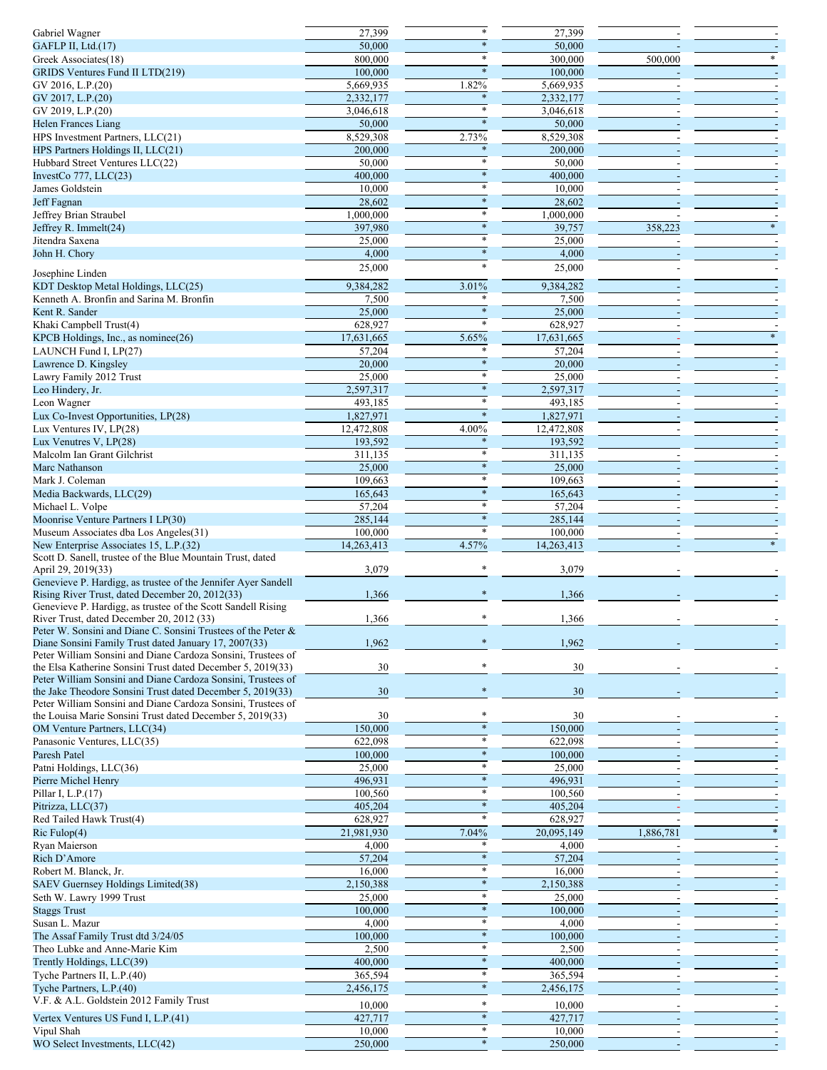| | | | | | |
|---|---|---|---|---|---|
| Gabriel Wagner | 27,399 | * | 27,399 | - | - |
| GAFLP II, Ltd.(17) | 50,000 | * | 50,000 | - | - |
| Greek Associates(18) | 800,000 | * | 300,000 | 500,000 | * |
| GRIDS Ventures Fund II LTD(219) | 100,000 | * | 100,000 | - | - |
| GV 2016, L.P.(20) | 5,669,935 | 1.82% | 5,669,935 | - | - |
| GV 2017, L.P.(20) | 2,332,177 | * | 2,332,177 | - | - |
| GV 2019, L.P.(20) | 3,046,618 | * | 3,046,618 | - | - |
| Helen Frances Liang | 50,000 | * | 50,000 | - | - |
| HPS Investment Partners, LLC(21) | 8,529,308 | 2.73% | 8,529,308 | - | - |
| HPS Partners Holdings II, LLC(21) | 200,000 | * | 200,000 | - | - |
| Hubbard Street Ventures LLC(22) | 50,000 | * | 50,000 | - | - |
| InvestCo 777, LLC(23) | 400,000 | * | 400,000 | - | - |
| James Goldstein | 10,000 | * | 10,000 | - | - |
| Jeff Fagnan | 28,602 | * | 28,602 | - | - |
| Jeffrey Brian Straubel | 1,000,000 | * | 1,000,000 | - | - |
| Jeffrey R. Immelt(24) | 397,980 | * | 39,757 | 358,223 | * |
| Jitendra Saxena | 25,000 | * | 25,000 | - | - |
| John H. Chory | 4,000 | * | 4,000 | - | - |
| Josephine Linden | 25,000 | * | 25,000 | - | - |
| KDT Desktop Metal Holdings, LLC(25) | 9,384,282 | 3.01% | 9,384,282 | - | - |
| Kenneth A. Bronfin and Sarina M. Bronfin | 7,500 | * | 7,500 | - | - |
| Kent R. Sander | 25,000 | * | 25,000 | - | - |
| Khaki Campbell Trust(4) | 628,927 | * | 628,927 | - | - |
| KPCB Holdings, Inc., as nominee(26) | 17,631,665 | 5.65% | 17,631,665 | - | * |
| LAUNCH Fund I, LP(27) | 57,204 | * | 57,204 | - | - |
| Lawrence D. Kingsley | 20,000 | * | 20,000 | - | - |
| Lawry Family 2012 Trust | 25,000 | * | 25,000 | - | - |
| Leo Hindery, Jr. | 2,597,317 | * | 2,597,317 | - | - |
| Leon Wagner | 493,185 | * | 493,185 | - | - |
| Lux Co-Invest Opportunities, LP(28) | 1,827,971 | * | 1,827,971 | - | - |
| Lux Ventures IV, LP(28) | 12,472,808 | 4.00% | 12,472,808 | - | - |
| Lux Venutres V, LP(28) | 193,592 | * | 193,592 | | - |
| Malcolm Ian Grant Gilchrist | 311,135 | * | 311,135 | - | - |
| Marc Nathanson | 25,000 | * | 25,000 | - | - |
| Mark J. Coleman | 109,663 | * | 109,663 | - | - |
| Media Backwards, LLC(29) | 165,643 | * | 165,643 | - | - |
| Michael L. Volpe | 57,204 | * | 57,204 | - | - |
| Moonrise Venture Partners I LP(30) | 285,144 | * | 285,144 | - | - |
| Museum Associates dba Los Angeles(31) | 100,000 | * | 100,000 | - | - |
| New Enterprise Associates 15, L.P.(32) | 14,263,413 | 4.57% | 14,263,413 | - | * |
| Scott D. Sanell, trustee of the Blue Mountain Trust, dated April 29, 2019(33) | 3,079 | * | 3,079 | - | - |
| Genevieve P. Hardigg, as trustee of the Jennifer Ayer Sandell Rising River Trust, dated December 20, 2012(33) | 1,366 | * | 1,366 | - | - |
| Genevieve P. Hardigg, as trustee of the Scott Sandell Rising River Trust, dated December 20, 2012 (33) | 1,366 | * | 1,366 | - | - |
| Peter W. Sonsini and Diane C. Sonsini Trustees of the Peter & Diane Sonsini Family Trust dated January 17, 2007(33) | 1,962 | * | 1,962 | - | - |
| Peter William Sonsini and Diane Cardoza Sonsini, Trustees of the Elsa Katherine Sonsini Trust dated December 5, 2019(33) | 30 | * | 30 | - | - |
| Peter William Sonsini and Diane Cardoza Sonsini, Trustees of the Jake Theodore Sonsini Trust dated December 5, 2019(33) | 30 | * | 30 | - | - |
| Peter William Sonsini and Diane Cardoza Sonsini, Trustees of the Louisa Marie Sonsini Trust dated December 5, 2019(33) | 30 | * | 30 | - | - |
| OM Venture Partners, LLC(34) | 150,000 | * | 150,000 | - | - |
| Panasonic Ventures, LLC(35) | 622,098 | * | 622,098 | - | - |
| Paresh Patel | 100,000 | * | 100,000 | - | - |
| Patni Holdings, LLC(36) | 25,000 | * | 25,000 | - | - |
| Pierre Michel Henry | 496,931 | * | 496,931 | - | - |
| Pillar I, L.P.(17) | 100,560 | * | 100,560 | - | - |
| Pitrizza, LLC(37) | 405,204 | * | 405,204 | - | - |
| Red Tailed Hawk Trust(4) | 628,927 | * | 628,927 | - | - |
| Ric Fulop(4) | 21,981,930 | 7.04% | 20,095,149 | 1,886,781 | * |
| Ryan Maierson | 4,000 | * | 4,000 | - | - |
| Rich D'Amore | 57,204 | * | 57,204 | - | - |
| Robert M. Blanck, Jr. | 16,000 | * | 16,000 | - | - |
| SAEV Guernsey Holdings Limited(38) | 2,150,388 | * | 2,150,388 | - | - |
| Seth W. Lawry 1999 Trust | 25,000 | * | 25,000 | - | - |
| Staggs Trust | 100,000 | * | 100,000 | - | - |
| Susan L. Mazur | 4,000 | * | 4,000 | - | - |
| The Assaf Family Trust dtd 3/24/05 | 100,000 | * | 100,000 | - | - |
| Theo Lubke and Anne-Marie Kim | 2,500 | * | 2,500 | - | - |
| Trently Holdings, LLC(39) | 400,000 | * | 400,000 | - | - |
| Tyche Partners II, L.P.(40) | 365,594 | * | 365,594 | - | - |
| Tyche Partners, L.P.(40) | 2,456,175 | * | 2,456,175 | - | - |
| V.F. & A.L. Goldstein 2012 Family Trust | 10,000 | * | 10,000 | - | - |
| Vertex Ventures US Fund I, L.P.(41) | 427,717 | * | 427,717 | - | - |
| Vipul Shah | 10,000 | * | 10,000 | - | - |
| WO Select Investments, LLC(42) | 250,000 | * | 250,000 | - | - |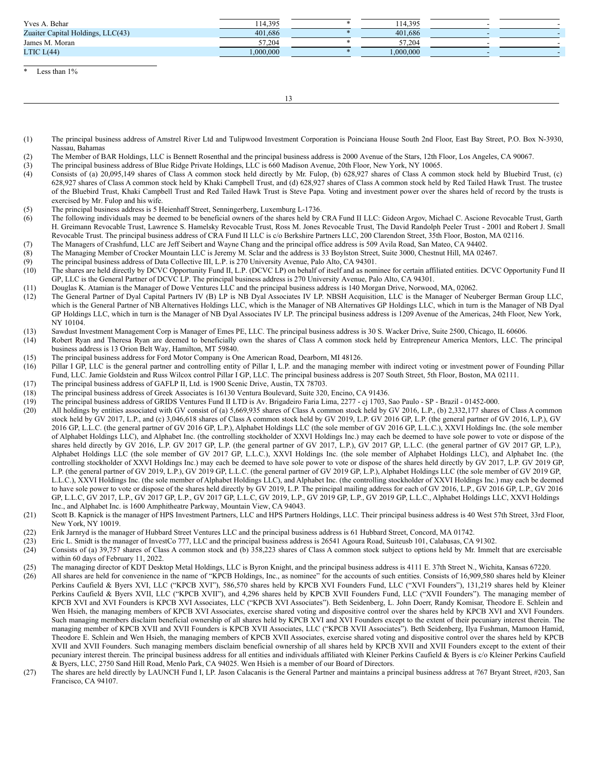| | | | | | |
|---|---|---|---|---|---|
| Yves A. Behar | 114,395 | * | 114,395 | - | - |
| Zuaiter Capital Holdings, LLC(43) | 401,686 | * | 401,686 | - | - |
| James M. Moran | 57,204 | * | 57,204 | - | - |
| LTIC L(44) | 1,000,000 | * | 1,000,000 | - | - |

\* Less than 1%

(1) The principal business address of Amstrel River Ltd and Tulipwood Investment Corporation is Poinciana House South 2nd Floor, East Bay Street, P.O. Box N-3930, Nassau, Bahamas

(2) The Member of BAR Holdings, LLC is Bennett Rosenthal and the principal business address is 2000 Avenue of the Stars, 12th Floor, Los Angeles, CA 90067.

(3) The principal business address of Blue Ridge Private Holdings, LLC is 660 Madison Avenue, 20th Floor, New York, NY 10065.

(4) Consists of (a) 20,095,149 shares of Class A common stock held directly by Mr. Fulop, (b) 628,927 shares of Class A common stock held by Bluebird Trust, (c) 628,927 shares of Class A common stock held by Khaki Campbell Trust, and (d) 628,927 shares of Class A common stock held by Red Tailed Hawk Trust. The trustee of the Bluebird Trust, Khaki Campbell Trust and Red Tailed Hawk Trust is Steve Papa. Voting and investment power over the shares held of record by the trusts is exercised by Mr. Fulop and his wife.

(5) The principal business address is 5 Heienhaff Street, Senningerberg, Luxemburg L-1736.

(6) The following individuals may be deemed to be beneficial owners of the shares held by CRA Fund II LLC: Gideon Argov, Michael C. Ascione Revocable Trust, Garth H. Greimann Revocable Trust, Lawrence S. Hamelsky Revocable Trust, Ross M. Jones Revocable Trust, The David Randolph Peeler Trust - 2001 and Robert J. Small Revocable Trust. The principal business address of CRA Fund II LLC is c/o Berkshire Partners LLC, 200 Clarendon Street, 35th Floor, Boston, MA 02116.

(7) The Managers of Crashfund, LLC are Jeff Seibert and Wayne Chang and the principal office address is 509 Avila Road, San Mateo, CA 94402.

(8) The Managing Member of Crocker Mountain LLC is Jeremy M. Sclar and the address is 33 Boylston Street, Suite 3000, Chestnut Hill, MA 02467.

(9) The principal business address of Data Collective III, L.P. is 270 University Avenue, Palo Alto, CA 94301.

(10) The shares are held directly by DCVC Opportunity Fund II, L.P. (DCVC LP) on behalf of itself and as nominee for certain affiliated entities. DCVC Opportunity Fund II GP, LLC is the General Partner of DCVC LP. The principal business address is 270 University Avenue, Palo Alto, CA 94301.

(11) Douglas K. Atamian is the Manager of Dowe Ventures LLC and the principal business address is 140 Morgan Drive, Norwood, MA, 02062.

(12) The General Partner of Dyal Capital Partners IV (B) LP is NB Dyal Associates IV LP. NBSH Acquisition, LLC is the Manager of Neuberger Berman Group LLC, which is the General Partner of NB Alternatives Holdings LLC, which is the Manager of NB Alternatives GP Holdings LLC, which in turn is the Manager of NB Dyal GP Holdings LLC, which in turn is the Manager of NB Dyal Associates IV LP. The principal business address is 1209 Avenue of the Americas, 24th Floor, New York, NY 10104.

(13) Sawdust Investment Management Corp is Manager of Emes PE, LLC. The principal business address is 30 S. Wacker Drive, Suite 2500, Chicago, IL 60606.

(14) Robert Ryan and Theresa Ryan are deemed to beneficially own the shares of Class A common stock held by Entrepreneur America Mentors, LLC. The principal business address is 13 Orion Belt Way, Hamilton, MT 59840.

(15) The principal business address for Ford Motor Company is One American Road, Dearborn, MI 48126.

(16) Pillar I GP, LLC is the general partner and controlling entity of Pillar I, L.P. and the managing member with indirect voting or investment power of Founding Pillar Fund, LLC. Jamie Goldstein and Russ Wilcox control Pillar I GP, LLC. The principal business address is 207 South Street, 5th Floor, Boston, MA 02111.

(17) The principal business address of GAFLP II, Ltd. is 1900 Scenic Drive, Austin, TX 78703.

(18) The principal business address of Greek Associates is 16130 Ventura Boulevard, Suite 320, Encino, CA 91436.

(19) The principal business address of GRIDS Ventures Fund II LTD is Av. Brigadeiro Faria Lima, 2277 - cj 1703, Sao Paulo - SP - Brazil - 01452-000.

(20) All holdings by entities associated with GV consist of (a) 5,669,935 shares of Class A common stock held by GV 2016, L.P., (b) 2,332,177 shares of Class A common stock held by GV 2017, L.P., and (c) 3,046,618 shares of Class A common stock held by GV 2019, L.P. GV 2016 GP, L.P. (the general partner of GV 2016, L.P.), GV 2016 GP, L.L.C. (the general partner of GV 2016 GP, L.P.), Alphabet Holdings LLC (the sole member of GV 2016 GP, L.L.C.), XXVI Holdings Inc. (the sole member of Alphabet Holdings LLC), and Alphabet Inc. (the controlling stockholder of XXVI Holdings Inc.) may each be deemed to have sole power to vote or dispose of the shares held directly by GV 2016, L.P. GV 2017 GP, L.P. (the general partner of GV 2017, L.P.), GV 2017 GP, L.L.C. (the general partner of GV 2017 GP, L.P.), Alphabet Holdings LLC (the sole member of GV 2017 GP, L.L.C.), XXVI Holdings Inc. (the sole member of Alphabet Holdings LLC), and Alphabet Inc. (the controlling stockholder of XXVI Holdings Inc.) may each be deemed to have sole power to vote or dispose of the shares held directly by GV 2017, L.P. GV 2019 GP, L.P. (the general partner of GV 2019, L.P.), GV 2019 GP, L.L.C. (the general partner of GV 2019 GP, L.P.), Alphabet Holdings LLC (the sole member of GV 2019 GP, L.L.C.), XXVI Holdings Inc. (the sole member of Alphabet Holdings LLC), and Alphabet Inc. (the controlling stockholder of XXVI Holdings Inc.) may each be deemed to have sole power to vote or dispose of the shares held directly by GV 2019, L.P. The principal mailing address for each of GV 2016, L.P., GV 2016 GP, L.P., GV 2016 GP, L.L.C, GV 2017, L.P., GV 2017 GP, L.P., GV 2017 GP, L.L.C, GV 2019, L.P., GV 2019 GP, L.P., GV 2019 GP, L.L.C., Alphabet Holdings LLC, XXVI Holdings Inc., and Alphabet Inc. is 1600 Amphitheatre Parkway, Mountain View, CA 94043.

(21) Scott B. Kapnick is the manager of HPS Investment Partners, LLC and HPS Partners Holdings, LLC. Their principal business address is 40 West 57th Street, 33rd Floor, New York, NY 10019.

(22) Erik Jarnryd is the manager of Hubbard Street Ventures LLC and the principal business address is 61 Hubbard Street, Concord, MA 01742.

(23) Eric L. Smidt is the manager of InvestCo 777, LLC and the principal business address is 26541 Agoura Road, Suiteusb 101, Calabasas, CA 91302.

(24) Consists of (a) 39,757 shares of Class A common stock and (b) 358,223 shares of Class A common stock subject to options held by Mr. Immelt that are exercisable within 60 days of February 11, 2022.

(25) The managing director of KDT Desktop Metal Holdings, LLC is Byron Knight, and the principal business address is 4111 E. 37th Street N., Wichita, Kansas 67220.

(26) All shares are held for convenience in the name of "KPCB Holdings, Inc., as nominee" for the accounts of such entities. Consists of 16,909,580 shares held by Kleiner Perkins Caufield & Byers XVI, LLC ("KPCB XVI"), 586,570 shares held by KPCB XVI Founders Fund, LLC ("XVI Founders"), 131,219 shares held by Kleiner Perkins Caufield & Byers XVII, LLC ("KPCB XVII"), and 4,296 shares held by KPCB XVII Founders Fund, LLC ("XVII Founders"). The managing member of KPCB XVI and XVI Founders is KPCB XVI Associates, LLC ("KPCB XVI Associates"). Beth Seidenberg, L. John Doerr, Randy Komisar, Theodore E. Schlein and Wen Hsieh, the managing members of KPCB XVI Associates, exercise shared voting and dispositive control over the shares held by KPCB XVI and XVI Founders. Such managing members disclaim beneficial ownership of all shares held by KPCB XVI and XVI Founders except to the extent of their pecuniary interest therein. The managing member of KPCB XVII and XVII Founders is KPCB XVII Associates, LLC ("KPCB XVII Associates"). Beth Seidenberg, Ilya Fushman, Mamoon Hamid, Theodore E. Schlein and Wen Hsieh, the managing members of KPCB XVII Associates, exercise shared voting and dispositive control over the shares held by KPCB XVII and XVII Founders. Such managing members disclaim beneficial ownership of all shares held by KPCB XVII and XVII Founders except to the extent of their pecuniary interest therein. The principal business address for all entities and individuals affiliated with Kleiner Perkins Caufield & Byers is c/o Kleiner Perkins Caufield & Byers, LLC, 2750 Sand Hill Road, Menlo Park, CA 94025. Wen Hsieh is a member of our Board of Directors.

(27) The shares are held directly by LAUNCH Fund I, LP. Jason Calacanis is the General Partner and maintains a principal business address at 767 Bryant Street, #203, San Francisco, CA 94107.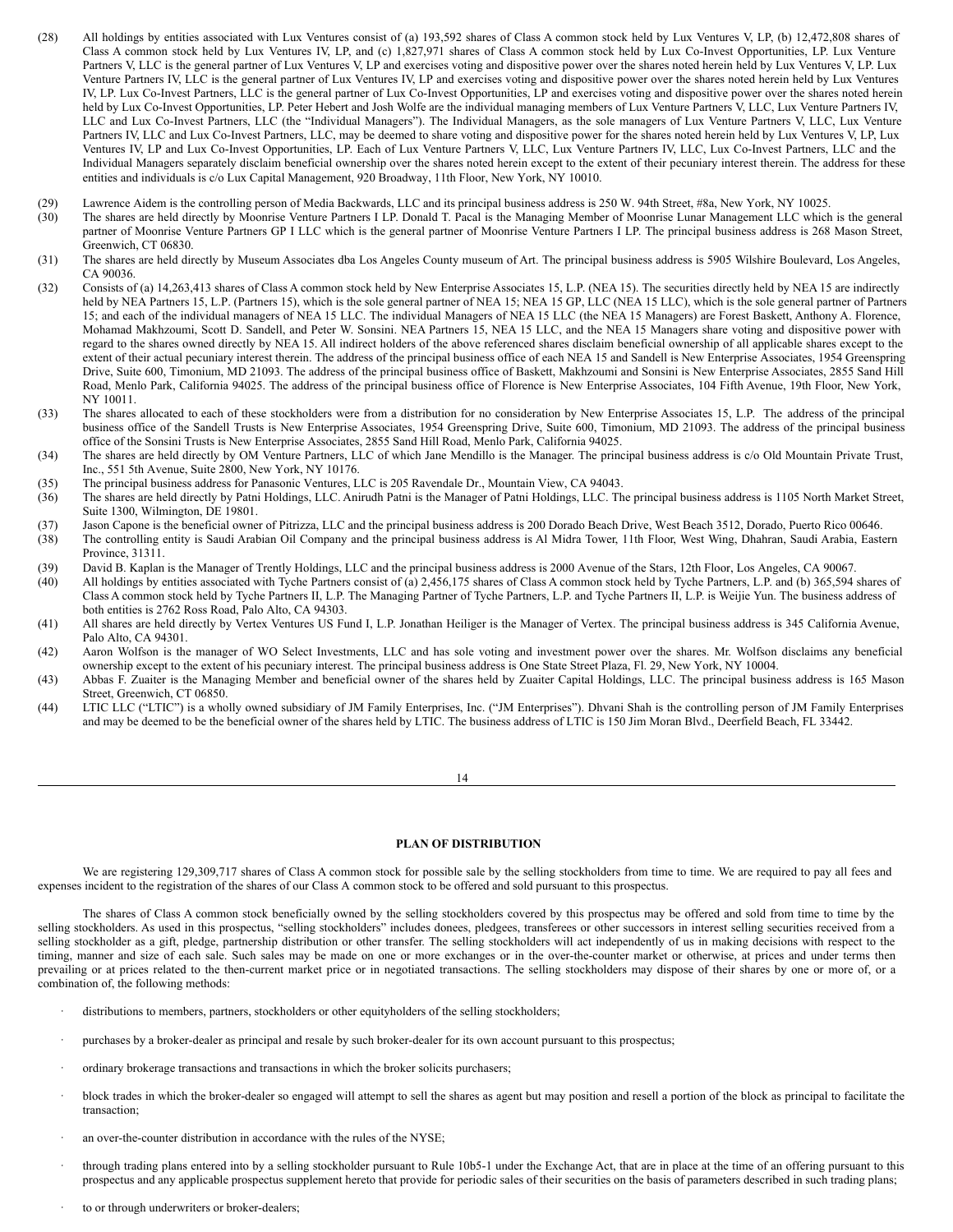(28) All holdings by entities associated with Lux Ventures consist of (a) 193,592 shares of Class A common stock held by Lux Ventures V, LP, (b) 12,472,808 shares of Class A common stock held by Lux Ventures IV, LP, and (c) 1,827,971 shares of Class A common stock held by Lux Co-Invest Opportunities, LP. Lux Venture Partners V, LLC is the general partner of Lux Ventures V, LP and exercises voting and dispositive power over the shares noted herein held by Lux Ventures V, LP. Lux Venture Partners IV, LLC is the general partner of Lux Ventures IV, LP and exercises voting and dispositive power over the shares noted herein held by Lux Ventures IV, LP. Lux Co-Invest Partners, LLC is the general partner of Lux Co-Invest Opportunities, LP and exercises voting and dispositive power over the shares noted herein held by Lux Co-Invest Opportunities, LP. Peter Hebert and Josh Wolfe are the individual managing members of Lux Venture Partners V, LLC, Lux Venture Partners IV, LLC and Lux Co-Invest Partners, LLC (the "Individual Managers"). The Individual Managers, as the sole managers of Lux Venture Partners V, LLC, Lux Venture Partners IV, LLC and Lux Co-Invest Partners, LLC, may be deemed to share voting and dispositive power for the shares noted herein held by Lux Ventures V, LP, Lux Ventures IV, LP and Lux Co-Invest Opportunities, LP. Each of Lux Venture Partners V, LLC, Lux Venture Partners IV, LLC, Lux Co-Invest Partners, LLC and the Individual Managers separately disclaim beneficial ownership over the shares noted herein except to the extent of their pecuniary interest therein. The address for these entities and individuals is c/o Lux Capital Management, 920 Broadway, 11th Floor, New York, NY 10010.

(29) Lawrence Aidem is the controlling person of Media Backwards, LLC and its principal business address is 250 W. 94th Street, #8a, New York, NY 10025.

(30) The shares are held directly by Moonrise Venture Partners I LP. Donald T. Pacal is the Managing Member of Moonrise Lunar Management LLC which is the general partner of Moonrise Venture Partners GP I LLC which is the general partner of Moonrise Venture Partners I LP. The principal business address is 268 Mason Street, Greenwich, CT 06830.

(31) The shares are held directly by Museum Associates dba Los Angeles County museum of Art. The principal business address is 5905 Wilshire Boulevard, Los Angeles, CA 90036.

(32) Consists of (a) 14,263,413 shares of Class A common stock held by New Enterprise Associates 15, L.P. (NEA 15). The securities directly held by NEA 15 are indirectly held by NEA Partners 15, L.P. (Partners 15), which is the sole general partner of NEA 15; NEA 15 GP, LLC (NEA 15 LLC), which is the sole general partner of Partners 15; and each of the individual managers of NEA 15 LLC. The individual Managers of NEA 15 LLC (the NEA 15 Managers) are Forest Baskett, Anthony A. Florence, Mohamad Makhzoumi, Scott D. Sandell, and Peter W. Sonsini. NEA Partners 15, NEA 15 LLC, and the NEA 15 Managers share voting and dispositive power with regard to the shares owned directly by NEA 15. All indirect holders of the above referenced shares disclaim beneficial ownership of all applicable shares except to the extent of their actual pecuniary interest therein. The address of the principal business office of each NEA 15 and Sandell is New Enterprise Associates, 1954 Greenspring Drive, Suite 600, Timonium, MD 21093. The address of the principal business office of Baskett, Makhzoumi and Sonsini is New Enterprise Associates, 2855 Sand Hill Road, Menlo Park, California 94025. The address of the principal business office of Florence is New Enterprise Associates, 104 Fifth Avenue, 19th Floor, New York, NY 10011.

(33) The shares allocated to each of these stockholders were from a distribution for no consideration by New Enterprise Associates 15, L.P. The address of the principal business office of the Sandell Trusts is New Enterprise Associates, 1954 Greenspring Drive, Suite 600, Timonium, MD 21093. The address of the principal business office of the Sonsini Trusts is New Enterprise Associates, 2855 Sand Hill Road, Menlo Park, California 94025.

(34) The shares are held directly by OM Venture Partners, LLC of which Jane Mendillo is the Manager. The principal business address is c/o Old Mountain Private Trust, Inc., 551 5th Avenue, Suite 2800, New York, NY 10176.

(35) The principal business address for Panasonic Ventures, LLC is 205 Ravendale Dr., Mountain View, CA 94043.

(36) The shares are held directly by Patni Holdings, LLC. Anirudh Patni is the Manager of Patni Holdings, LLC. The principal business address is 1105 North Market Street, Suite 1300, Wilmington, DE 19801.

(37) Jason Capone is the beneficial owner of Pitrizza, LLC and the principal business address is 200 Dorado Beach Drive, West Beach 3512, Dorado, Puerto Rico 00646.

(38) The controlling entity is Saudi Arabian Oil Company and the principal business address is Al Midra Tower, 11th Floor, West Wing, Dhahran, Saudi Arabia, Eastern Province, 31311.

(39) David B. Kaplan is the Manager of Trently Holdings, LLC and the principal business address is 2000 Avenue of the Stars, 12th Floor, Los Angeles, CA 90067.

(40) All holdings by entities associated with Tyche Partners consist of (a) 2,456,175 shares of Class A common stock held by Tyche Partners, L.P. and (b) 365,594 shares of Class A common stock held by Tyche Partners II, L.P. The Managing Partner of Tyche Partners, L.P. and Tyche Partners II, L.P. is Weijie Yun. The business address of both entities is 2762 Ross Road, Palo Alto, CA 94303.

(41) All shares are held directly by Vertex Ventures US Fund I, L.P. Jonathan Heiliger is the Manager of Vertex. The principal business address is 345 California Avenue, Palo Alto, CA 94301.

(42) Aaron Wolfson is the manager of WO Select Investments, LLC and has sole voting and investment power over the shares. Mr. Wolfson disclaims any beneficial ownership except to the extent of his pecuniary interest. The principal business address is One State Street Plaza, Fl. 29, New York, NY 10004.

(43) Abbas F. Zuaiter is the Managing Member and beneficial owner of the shares held by Zuaiter Capital Holdings, LLC. The principal business address is 165 Mason Street, Greenwich, CT 06850.

(44) LTIC LLC ("LTIC") is a wholly owned subsidiary of JM Family Enterprises, Inc. ("JM Enterprises"). Dhvani Shah is the controlling person of JM Family Enterprises and may be deemed to be the beneficial owner of the shares held by LTIC. The business address of LTIC is 150 Jim Moran Blvd., Deerfield Beach, FL 33442.

## PLAN OF DISTRIBUTION

We are registering 129,309,717 shares of Class A common stock for possible sale by the selling stockholders from time to time. We are required to pay all fees and expenses incident to the registration of the shares of our Class A common stock to be offered and sold pursuant to this prospectus.

The shares of Class A common stock beneficially owned by the selling stockholders covered by this prospectus may be offered and sold from time to time by the selling stockholders. As used in this prospectus, "selling stockholders" includes donees, pledgees, transferees or other successors in interest selling securities received from a selling stockholder as a gift, pledge, partnership distribution or other transfer. The selling stockholders will act independently of us in making decisions with respect to the timing, manner and size of each sale. Such sales may be made on one or more exchanges or in the over-the-counter market or otherwise, at prices and under terms then prevailing or at prices related to the then-current market price or in negotiated transactions. The selling stockholders may dispose of their shares by one or more of, or a combination of, the following methods:

- distributions to members, partners, stockholders or other equityholders of the selling stockholders;
- purchases by a broker-dealer as principal and resale by such broker-dealer for its own account pursuant to this prospectus;
- ordinary brokerage transactions and transactions in which the broker solicits purchasers;
- block trades in which the broker-dealer so engaged will attempt to sell the shares as agent but may position and resell a portion of the block as principal to facilitate the transaction;
- an over-the-counter distribution in accordance with the rules of the NYSE;
- through trading plans entered into by a selling stockholder pursuant to Rule 10b5-1 under the Exchange Act, that are in place at the time of an offering pursuant to this prospectus and any applicable prospectus supplement hereto that provide for periodic sales of their securities on the basis of parameters described in such trading plans;
- to or through underwriters or broker-dealers;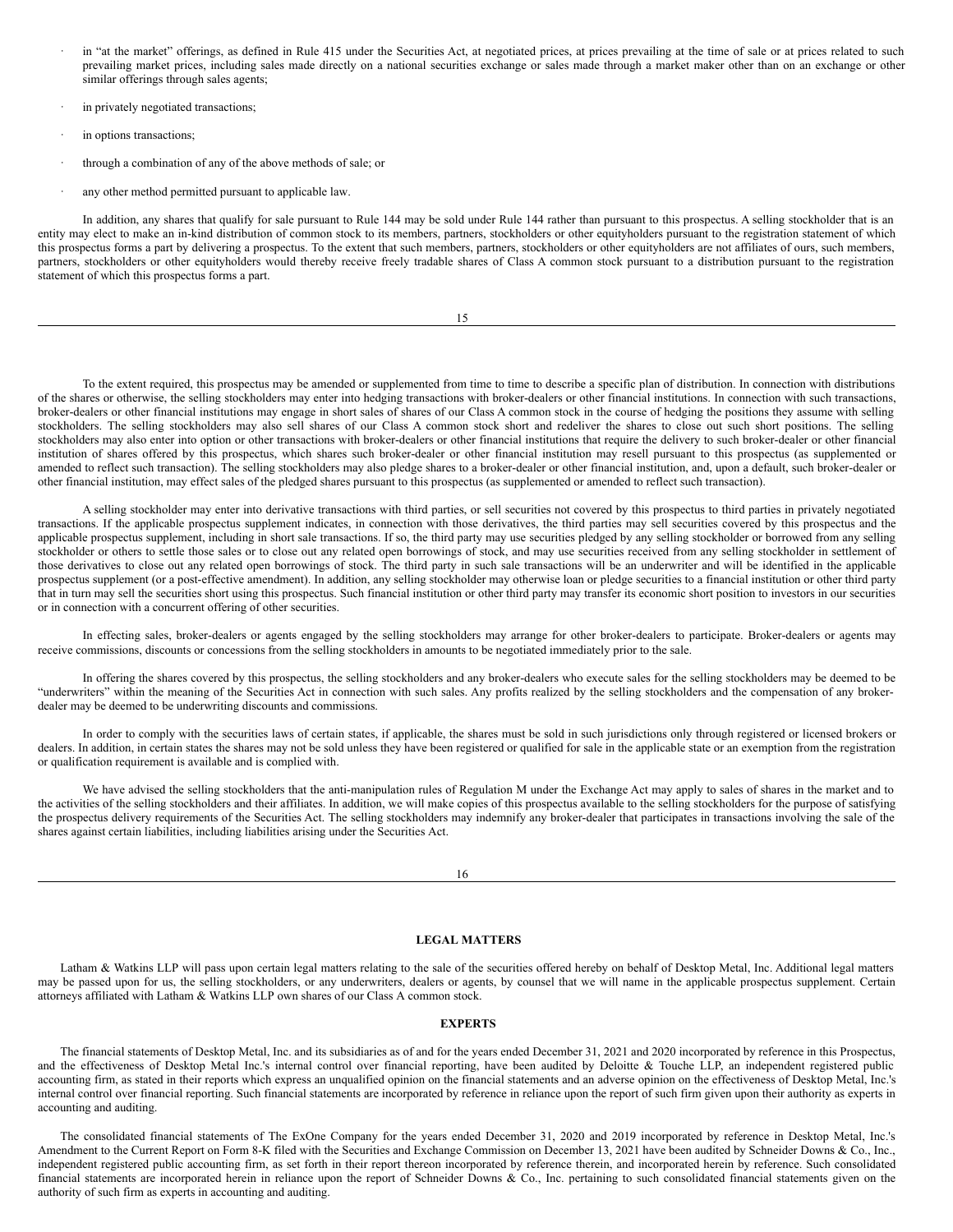- in "at the market" offerings, as defined in Rule 415 under the Securities Act, at negotiated prices, at prices prevailing at the time of sale or at prices related to such prevailing market prices, including sales made directly on a national securities exchange or sales made through a market maker other than on an exchange or other similar offerings through sales agents;
- in privately negotiated transactions;
- in options transactions;
- through a combination of any of the above methods of sale; or
- any other method permitted pursuant to applicable law.

In addition, any shares that qualify for sale pursuant to Rule 144 may be sold under Rule 144 rather than pursuant to this prospectus. A selling stockholder that is an entity may elect to make an in-kind distribution of common stock to its members, partners, stockholders or other equityholders pursuant to the registration statement of which this prospectus forms a part by delivering a prospectus. To the extent that such members, partners, stockholders or other equityholders are not affiliates of ours, such members, partners, stockholders or other equityholders would thereby receive freely tradable shares of Class A common stock pursuant to a distribution pursuant to the registration statement of which this prospectus forms a part.

To the extent required, this prospectus may be amended or supplemented from time to time to describe a specific plan of distribution. In connection with distributions of the shares or otherwise, the selling stockholders may enter into hedging transactions with broker-dealers or other financial institutions. In connection with such transactions, broker-dealers or other financial institutions may engage in short sales of shares of our Class A common stock in the course of hedging the positions they assume with selling stockholders. The selling stockholders may also sell shares of our Class A common stock short and redeliver the shares to close out such short positions. The selling stockholders may also enter into option or other transactions with broker-dealers or other financial institutions that require the delivery to such broker-dealer or other financial institution of shares offered by this prospectus, which shares such broker-dealer or other financial institution may resell pursuant to this prospectus (as supplemented or amended to reflect such transaction). The selling stockholders may also pledge shares to a broker-dealer or other financial institution, and, upon a default, such broker-dealer or other financial institution, may effect sales of the pledged shares pursuant to this prospectus (as supplemented or amended to reflect such transaction).

A selling stockholder may enter into derivative transactions with third parties, or sell securities not covered by this prospectus to third parties in privately negotiated transactions. If the applicable prospectus supplement indicates, in connection with those derivatives, the third parties may sell securities covered by this prospectus and the applicable prospectus supplement, including in short sale transactions. If so, the third party may use securities pledged by any selling stockholder or borrowed from any selling stockholder or others to settle those sales or to close out any related open borrowings of stock, and may use securities received from any selling stockholder in settlement of those derivatives to close out any related open borrowings of stock. The third party in such sale transactions will be an underwriter and will be identified in the applicable prospectus supplement (or a post-effective amendment). In addition, any selling stockholder may otherwise loan or pledge securities to a financial institution or other third party that in turn may sell the securities short using this prospectus. Such financial institution or other third party may transfer its economic short position to investors in our securities or in connection with a concurrent offering of other securities.

In effecting sales, broker-dealers or agents engaged by the selling stockholders may arrange for other broker-dealers to participate. Broker-dealers or agents may receive commissions, discounts or concessions from the selling stockholders in amounts to be negotiated immediately prior to the sale.

In offering the shares covered by this prospectus, the selling stockholders and any broker-dealers who execute sales for the selling stockholders may be deemed to be "underwriters" within the meaning of the Securities Act in connection with such sales. Any profits realized by the selling stockholders and the compensation of any broker-dealer may be deemed to be underwriting discounts and commissions.

In order to comply with the securities laws of certain states, if applicable, the shares must be sold in such jurisdictions only through registered or licensed brokers or dealers. In addition, in certain states the shares may not be sold unless they have been registered or qualified for sale in the applicable state or an exemption from the registration or qualification requirement is available and is complied with.

We have advised the selling stockholders that the anti-manipulation rules of Regulation M under the Exchange Act may apply to sales of shares in the market and to the activities of the selling stockholders and their affiliates. In addition, we will make copies of this prospectus available to the selling stockholders for the purpose of satisfying the prospectus delivery requirements of the Securities Act. The selling stockholders may indemnify any broker-dealer that participates in transactions involving the sale of the shares against certain liabilities, including liabilities arising under the Securities Act.

## LEGAL MATTERS

Latham & Watkins LLP will pass upon certain legal matters relating to the sale of the securities offered hereby on behalf of Desktop Metal, Inc. Additional legal matters may be passed upon for us, the selling stockholders, or any underwriters, dealers or agents, by counsel that we will name in the applicable prospectus supplement. Certain attorneys affiliated with Latham & Watkins LLP own shares of our Class A common stock.

## EXPERTS

The financial statements of Desktop Metal, Inc. and its subsidiaries as of and for the years ended December 31, 2021 and 2020 incorporated by reference in this Prospectus, and the effectiveness of Desktop Metal Inc.'s internal control over financial reporting, have been audited by Deloitte & Touche LLP, an independent registered public accounting firm, as stated in their reports which express an unqualified opinion on the financial statements and an adverse opinion on the effectiveness of Desktop Metal, Inc.'s internal control over financial reporting. Such financial statements are incorporated by reference in reliance upon the report of such firm given upon their authority as experts in accounting and auditing.

The consolidated financial statements of The ExOne Company for the years ended December 31, 2020 and 2019 incorporated by reference in Desktop Metal, Inc.'s Amendment to the Current Report on Form 8-K filed with the Securities and Exchange Commission on December 13, 2021 have been audited by Schneider Downs & Co., Inc., independent registered public accounting firm, as set forth in their report thereon incorporated by reference therein, and incorporated herein by reference. Such consolidated financial statements are incorporated herein in reliance upon the report of Schneider Downs & Co., Inc. pertaining to such consolidated financial statements given on the authority of such firm as experts in accounting and auditing.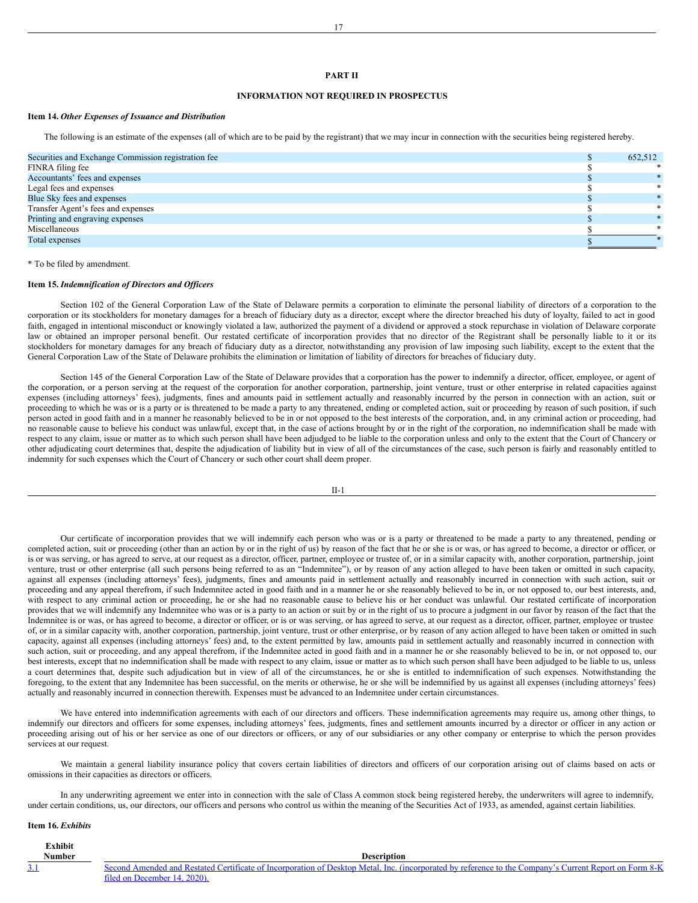## PART II

## INFORMATION NOT REQUIRED IN PROSPECTUS

**Item 14.** ***Other Expenses of Issuance and Distribution***

The following is an estimate of the expenses (all of which are to be paid by the registrant) that we may incur in connection with the securities being registered hereby.

| | | |
|---|---|---|
| Securities and Exchange Commission registration fee | $ | 652,512 |
| FINRA filing fee | $ | * |
| Accountants' fees and expenses | $ | * |
| Legal fees and expenses | $ | * |
| Blue Sky fees and expenses | $ | * |
| Transfer Agent's fees and expenses | $ | * |
| Printing and engraving expenses | $ | * |
| Miscellaneous | $ | * |
| Total expenses | $ | * |

\* To be filed by amendment.

**Item 15.** ***Indemnification of Directors and Officers***

Section 102 of the General Corporation Law of the State of Delaware permits a corporation to eliminate the personal liability of directors of a corporation to the corporation or its stockholders for monetary damages for a breach of fiduciary duty as a director, except where the director breached his duty of loyalty, failed to act in good faith, engaged in intentional misconduct or knowingly violated a law, authorized the payment of a dividend or approved a stock repurchase in violation of Delaware corporate law or obtained an improper personal benefit. Our restated certificate of incorporation provides that no director of the Registrant shall be personally liable to it or its stockholders for monetary damages for any breach of fiduciary duty as a director, notwithstanding any provision of law imposing such liability, except to the extent that the General Corporation Law of the State of Delaware prohibits the elimination or limitation of liability of directors for breaches of fiduciary duty.

Section 145 of the General Corporation Law of the State of Delaware provides that a corporation has the power to indemnify a director, officer, employee, or agent of the corporation, or a person serving at the request of the corporation for another corporation, partnership, joint venture, trust or other enterprise in related capacities against expenses (including attorneys' fees), judgments, fines and amounts paid in settlement actually and reasonably incurred by the person in connection with an action, suit or proceeding to which he was or is a party or is threatened to be made a party to any threatened, ending or completed action, suit or proceeding by reason of such position, if such person acted in good faith and in a manner he reasonably believed to be in or not opposed to the best interests of the corporation, and, in any criminal action or proceeding, had no reasonable cause to believe his conduct was unlawful, except that, in the case of actions brought by or in the right of the corporation, no indemnification shall be made with respect to any claim, issue or matter as to which such person shall have been adjudged to be liable to the corporation unless and only to the extent that the Court of Chancery or other adjudicating court determines that, despite the adjudication of liability but in view of all of the circumstances of the case, such person is fairly and reasonably entitled to indemnity for such expenses which the Court of Chancery or such other court shall deem proper.

Our certificate of incorporation provides that we will indemnify each person who was or is a party or threatened to be made a party to any threatened, pending or completed action, suit or proceeding (other than an action by or in the right of us) by reason of the fact that he or she is or was, or has agreed to become, a director or officer, or is or was serving, or has agreed to serve, at our request as a director, officer, partner, employee or trustee of, or in a similar capacity with, another corporation, partnership, joint venture, trust or other enterprise (all such persons being referred to as an "Indemnitee"), or by reason of any action alleged to have been taken or omitted in such capacity, against all expenses (including attorneys' fees), judgments, fines and amounts paid in settlement actually and reasonably incurred in connection with such action, suit or proceeding and any appeal therefrom, if such Indemnitee acted in good faith and in a manner he or she reasonably believed to be in, or not opposed to, our best interests, and, with respect to any criminal action or proceeding, he or she had no reasonable cause to believe his or her conduct was unlawful. Our restated certificate of incorporation provides that we will indemnify any Indemnitee who was or is a party to an action or suit by or in the right of us to procure a judgment in our favor by reason of the fact that the Indemnitee is or was, or has agreed to become, a director or officer, or is or was serving, or has agreed to serve, at our request as a director, officer, partner, employee or trustee of, or in a similar capacity with, another corporation, partnership, joint venture, trust or other enterprise, or by reason of any action alleged to have been taken or omitted in such capacity, against all expenses (including attorneys' fees) and, to the extent permitted by law, amounts paid in settlement actually and reasonably incurred in connection with such action, suit or proceeding, and any appeal therefrom, if the Indemnitee acted in good faith and in a manner he or she reasonably believed to be in, or not opposed to, our best interests, except that no indemnification shall be made with respect to any claim, issue or matter as to which such person shall have been adjudged to be liable to us, unless a court determines that, despite such adjudication but in view of all of the circumstances, he or she is entitled to indemnification of such expenses. Notwithstanding the foregoing, to the extent that any Indemnitee has been successful, on the merits or otherwise, he or she will be indemnified by us against all expenses (including attorneys' fees) actually and reasonably incurred in connection therewith. Expenses must be advanced to an Indemnitee under certain circumstances.

We have entered into indemnification agreements with each of our directors and officers. These indemnification agreements may require us, among other things, to indemnify our directors and officers for some expenses, including attorneys' fees, judgments, fines and settlement amounts incurred by a director or officer in any action or proceeding arising out of his or her service as one of our directors or officers, or any of our subsidiaries or any other company or enterprise to which the person provides services at our request.

We maintain a general liability insurance policy that covers certain liabilities of directors and officers of our corporation arising out of claims based on acts or omissions in their capacities as directors or officers.

In any underwriting agreement we enter into in connection with the sale of Class A common stock being registered hereby, the underwriters will agree to indemnify, under certain conditions, us, our directors, our officers and persons who control us within the meaning of the Securities Act of 1933, as amended, against certain liabilities.

**Item 16.** ***Exhibits***

| Exhibit Number | Description |
|---|---|
| 3.1 | Second Amended and Restated Certificate of Incorporation of Desktop Metal, Inc. (incorporated by reference to the Company's Current Report on Form 8-K filed on December 14, 2020). |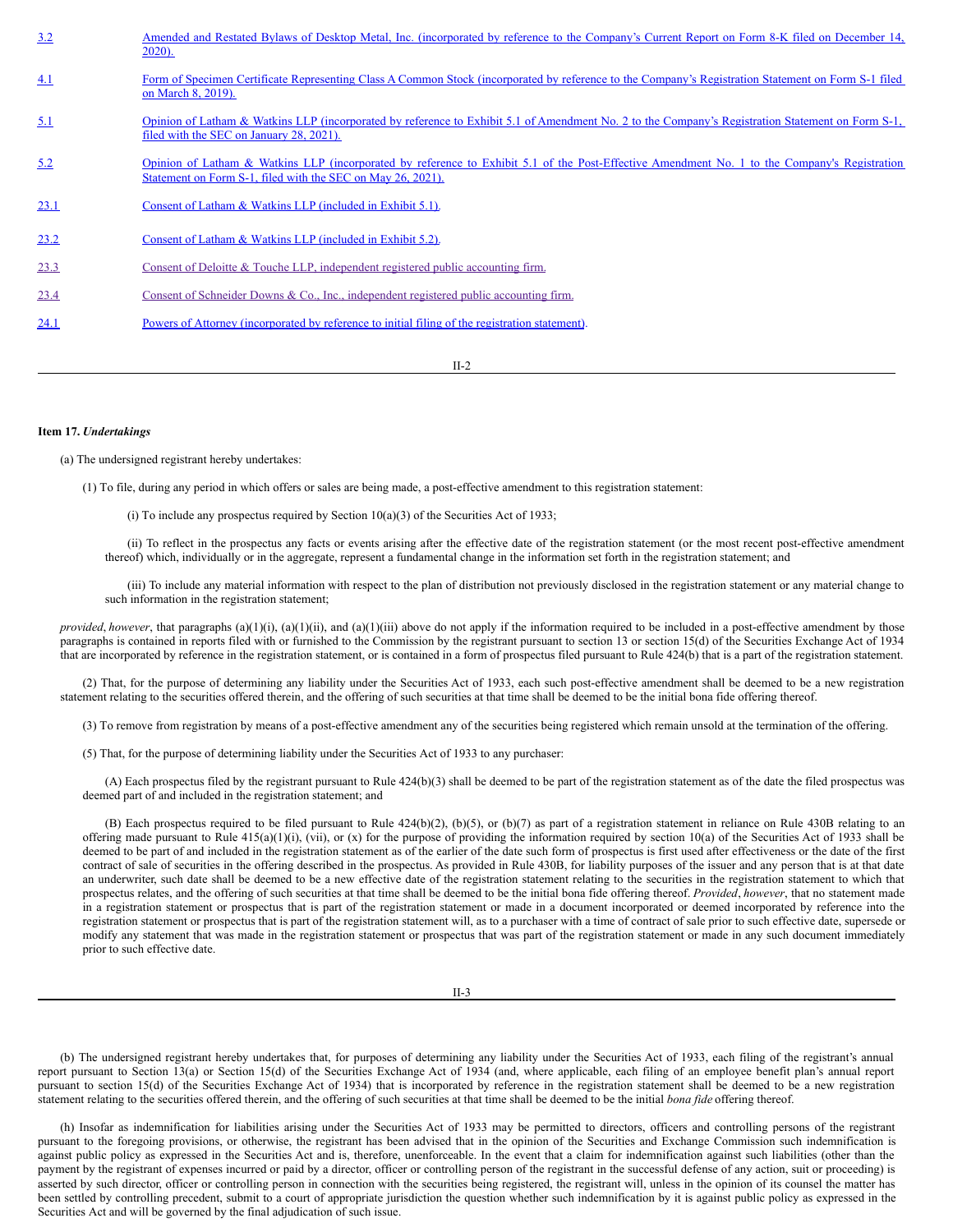| | |
|---|---|
| 3.2 | Amended and Restated Bylaws of Desktop Metal, Inc. (incorporated by reference to the Company's Current Report on Form 8-K filed on December 14, 2020). |
| 4.1 | Form of Specimen Certificate Representing Class A Common Stock (incorporated by reference to the Company's Registration Statement on Form S-1 filed on March 8, 2019). |
| 5.1 | Opinion of Latham & Watkins LLP (incorporated by reference to Exhibit 5.1 of Amendment No. 2 to the Company's Registration Statement on Form S-1, filed with the SEC on January 28, 2021). |
| 5.2 | Opinion of Latham & Watkins LLP (incorporated by reference to Exhibit 5.1 of the Post-Effective Amendment No. 1 to the Company's Registration Statement on Form S-1, filed with the SEC on May 26, 2021). |
| 23.1 | Consent of Latham & Watkins LLP (included in Exhibit 5.1). |
| 23.2 | Consent of Latham & Watkins LLP (included in Exhibit 5.2). |
| 23.3 | Consent of Deloitte & Touche LLP, independent registered public accounting firm. |
| 23.4 | Consent of Schneider Downs & Co., Inc., independent registered public accounting firm. |
| 24.1 | Powers of Attorney (incorporated by reference to initial filing of the registration statement). |

**Item 17.** ***Undertakings***

(a) The undersigned registrant hereby undertakes:

(1) To file, during any period in which offers or sales are being made, a post-effective amendment to this registration statement:

(i) To include any prospectus required by Section 10(a)(3) of the Securities Act of 1933;

(ii) To reflect in the prospectus any facts or events arising after the effective date of the registration statement (or the most recent post-effective amendment thereof) which, individually or in the aggregate, represent a fundamental change in the information set forth in the registration statement; and

(iii) To include any material information with respect to the plan of distribution not previously disclosed in the registration statement or any material change to such information in the registration statement;

*provided*, *however*, that paragraphs (a)(1)(i), (a)(1)(ii), and (a)(1)(iii) above do not apply if the information required to be included in a post-effective amendment by those paragraphs is contained in reports filed with or furnished to the Commission by the registrant pursuant to section 13 or section 15(d) of the Securities Exchange Act of 1934 that are incorporated by reference in the registration statement, or is contained in a form of prospectus filed pursuant to Rule 424(b) that is a part of the registration statement.

(2) That, for the purpose of determining any liability under the Securities Act of 1933, each such post-effective amendment shall be deemed to be a new registration statement relating to the securities offered therein, and the offering of such securities at that time shall be deemed to be the initial bona fide offering thereof.

(3) To remove from registration by means of a post-effective amendment any of the securities being registered which remain unsold at the termination of the offering.

(5) That, for the purpose of determining liability under the Securities Act of 1933 to any purchaser:

(A) Each prospectus filed by the registrant pursuant to Rule 424(b)(3) shall be deemed to be part of the registration statement as of the date the filed prospectus was deemed part of and included in the registration statement; and

(B) Each prospectus required to be filed pursuant to Rule 424(b)(2), (b)(5), or (b)(7) as part of a registration statement in reliance on Rule 430B relating to an offering made pursuant to Rule 415(a)(1)(i), (vii), or (x) for the purpose of providing the information required by section 10(a) of the Securities Act of 1933 shall be deemed to be part of and included in the registration statement as of the earlier of the date such form of prospectus is first used after effectiveness or the date of the first contract of sale of securities in the offering described in the prospectus. As provided in Rule 430B, for liability purposes of the issuer and any person that is at that date an underwriter, such date shall be deemed to be a new effective date of the registration statement relating to the securities in the registration statement to which that prospectus relates, and the offering of such securities at that time shall be deemed to be the initial bona fide offering thereof. *Provided*, *however*, that no statement made in a registration statement or prospectus that is part of the registration statement or made in a document incorporated or deemed incorporated by reference into the registration statement or prospectus that is part of the registration statement will, as to a purchaser with a time of contract of sale prior to such effective date, supersede or modify any statement that was made in the registration statement or prospectus that was part of the registration statement or made in any such document immediately prior to such effective date.

(b) The undersigned registrant hereby undertakes that, for purposes of determining any liability under the Securities Act of 1933, each filing of the registrant's annual report pursuant to Section 13(a) or Section 15(d) of the Securities Exchange Act of 1934 (and, where applicable, each filing of an employee benefit plan's annual report pursuant to section 15(d) of the Securities Exchange Act of 1934) that is incorporated by reference in the registration statement shall be deemed to be a new registration statement relating to the securities offered therein, and the offering of such securities at that time shall be deemed to be the initial *bona fide* offering thereof.

(h) Insofar as indemnification for liabilities arising under the Securities Act of 1933 may be permitted to directors, officers and controlling persons of the registrant pursuant to the foregoing provisions, or otherwise, the registrant has been advised that in the opinion of the Securities and Exchange Commission such indemnification is against public policy as expressed in the Securities Act and is, therefore, unenforceable. In the event that a claim for indemnification against such liabilities (other than the payment by the registrant of expenses incurred or paid by a director, officer or controlling person of the registrant in the successful defense of any action, suit or proceeding) is asserted by such director, officer or controlling person in connection with the securities being registered, the registrant will, unless in the opinion of its counsel the matter has been settled by controlling precedent, submit to a court of appropriate jurisdiction the question whether such indemnification by it is against public policy as expressed in the Securities Act and will be governed by the final adjudication of such issue.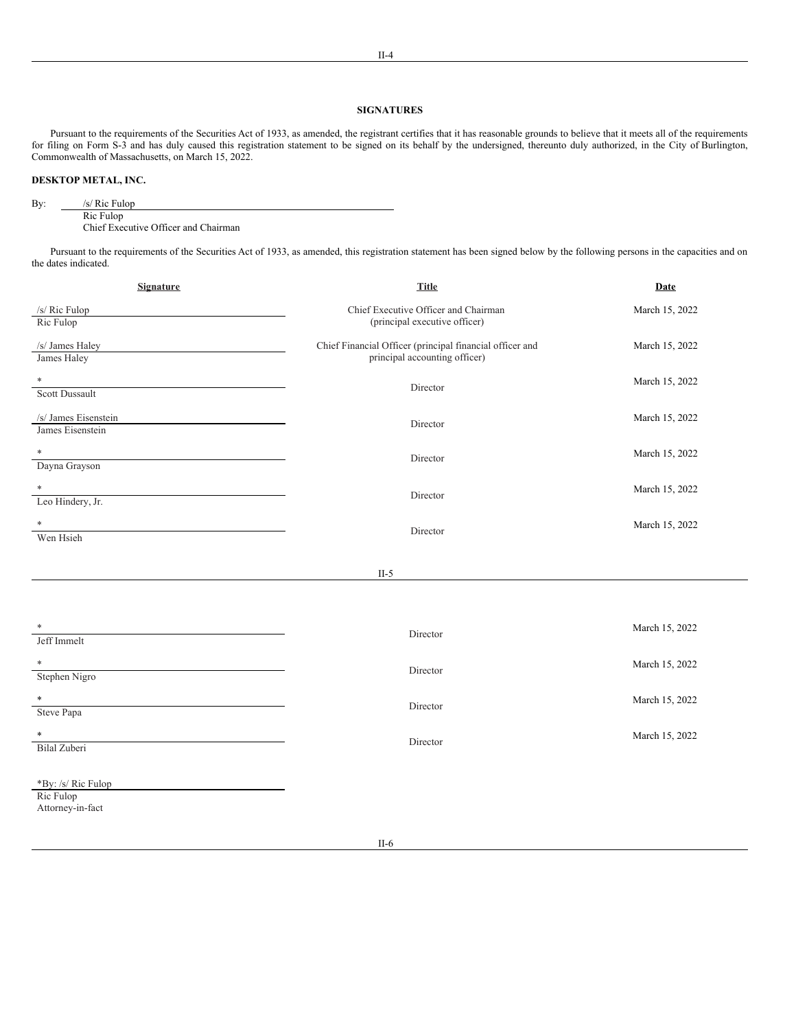## SIGNATURES

Pursuant to the requirements of the Securities Act of 1933, as amended, the registrant certifies that it has reasonable grounds to believe that it meets all of the requirements for filing on Form S-3 and has duly caused this registration statement to be signed on its behalf by the undersigned, thereunto duly authorized, in the City of Burlington, Commonwealth of Massachusetts, on March 15, 2022.

**DESKTOP METAL, INC.**

By: /s/ Ric Fulop
Ric Fulop
Chief Executive Officer and Chairman

Pursuant to the requirements of the Securities Act of 1933, as amended, this registration statement has been signed below by the following persons in the capacities and on the dates indicated.

| Signature | Title | Date |
|---|---|---|
| /s/ Ric Fulop<br>Ric Fulop | Chief Executive Officer and Chairman<br>(principal executive officer) | March 15, 2022 |
| /s/ James Haley<br>James Haley | Chief Financial Officer (principal financial officer and principal accounting officer) | March 15, 2022 |
| *<br>Scott Dussault | Director | March 15, 2022 |
| /s/ James Eisenstein<br>James Eisenstein | Director | March 15, 2022 |
| *<br>Dayna Grayson | Director | March 15, 2022 |
| *<br>Leo Hindery, Jr. | Director | March 15, 2022 |
| *<br>Wen Hsieh | Director | March 15, 2022 |
| *<br>Jeff Immelt | Director | March 15, 2022 |
| *<br>Stephen Nigro | Director | March 15, 2022 |
| *<br>Steve Papa | Director | March 15, 2022 |
| *<br>Bilal Zuberi | Director | March 15, 2022 |

*By: /s/ Ric Fulop
Ric Fulop
Attorney-in-fact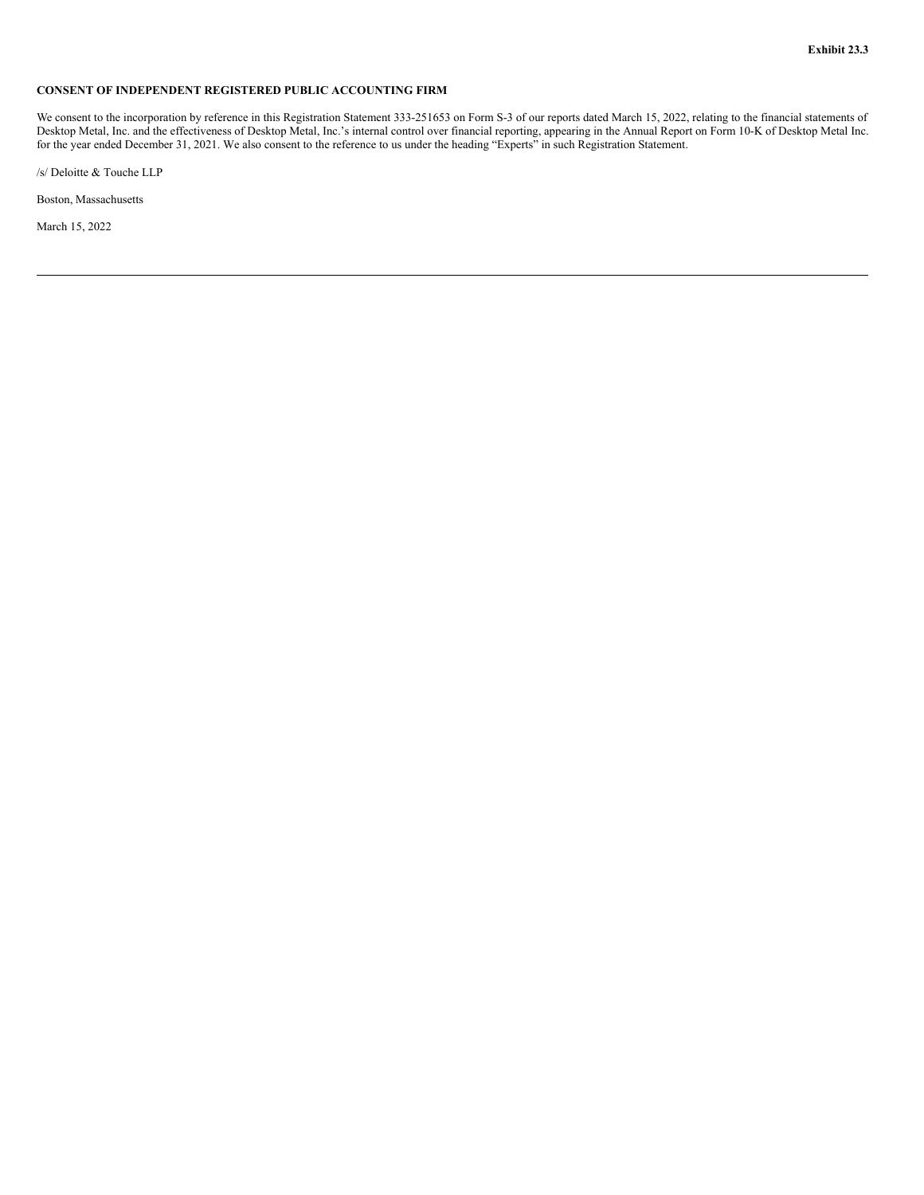**Exhibit 23.3**

**CONSENT OF INDEPENDENT REGISTERED PUBLIC ACCOUNTING FIRM**

We consent to the incorporation by reference in this Registration Statement 333-251653 on Form S-3 of our reports dated March 15, 2022, relating to the financial statements of Desktop Metal, Inc. and the effectiveness of Desktop Metal, Inc.'s internal control over financial reporting, appearing in the Annual Report on Form 10-K of Desktop Metal Inc. for the year ended December 31, 2021. We also consent to the reference to us under the heading "Experts" in such Registration Statement.

/s/ Deloitte & Touche LLP

Boston, Massachusetts

March 15, 2022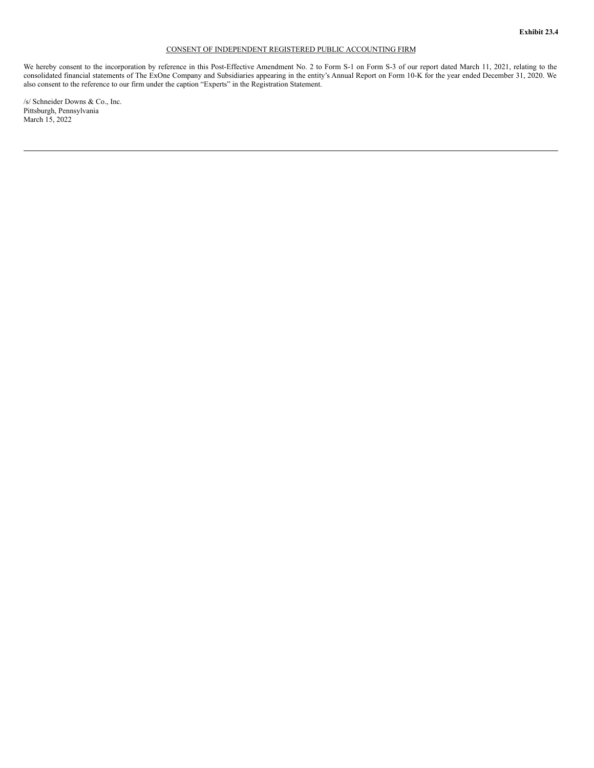**Exhibit 23.4**

CONSENT OF INDEPENDENT REGISTERED PUBLIC ACCOUNTING FIRM

We hereby consent to the incorporation by reference in this Post-Effective Amendment No. 2 to Form S-1 on Form S-3 of our report dated March 11, 2021, relating to the consolidated financial statements of The ExOne Company and Subsidiaries appearing in the entity's Annual Report on Form 10-K for the year ended December 31, 2020. We also consent to the reference to our firm under the caption "Experts" in the Registration Statement.

/s/ Schneider Downs & Co., Inc.
Pittsburgh, Pennsylvania
March 15, 2022